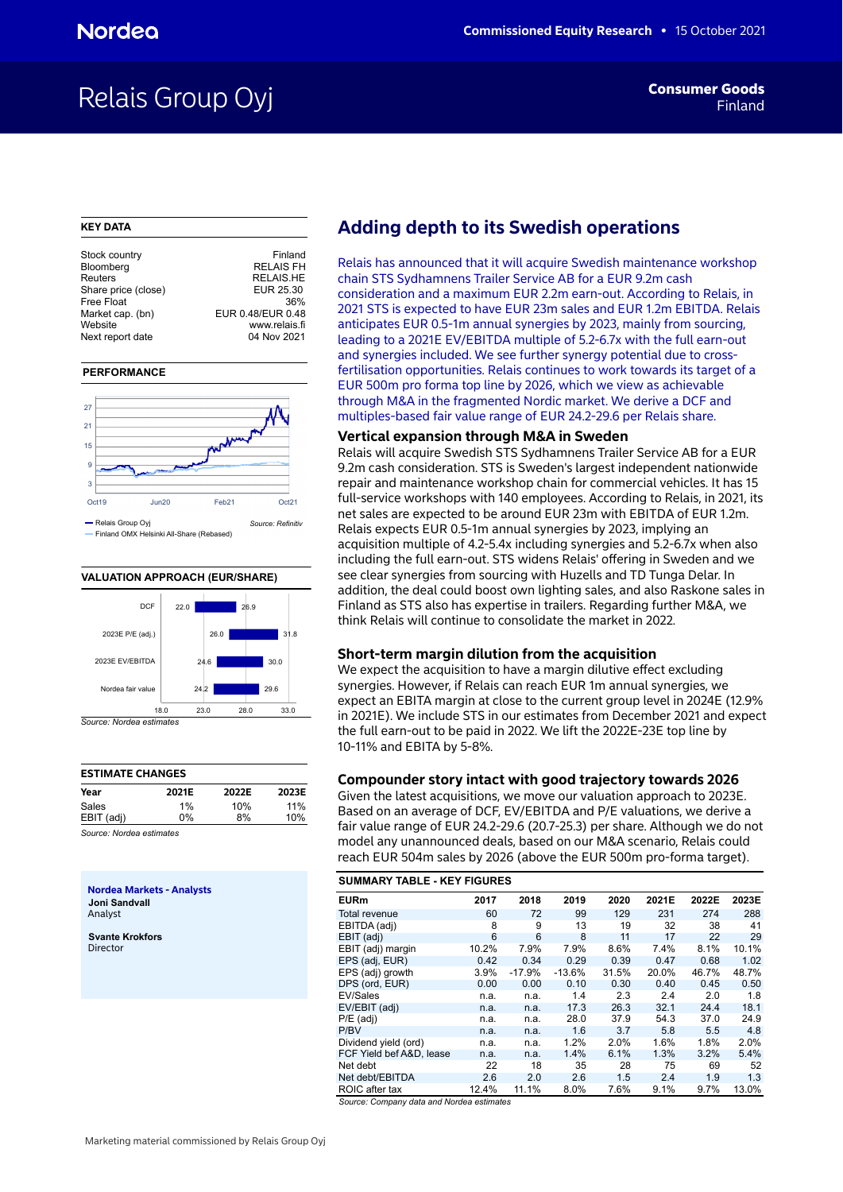Nordea

Commissioned Equity Research • 15 October 2021

# Relais Group Oyj

**Consumer Goods**
Finland

### KEY DATA

| | |
|---|---|
| Stock country | Finland |
| Bloomberg | RELAIS FH |
| Reuters | RELAIS.HE |
| Share price (close) | EUR 25.30 |
| Free Float | 36% |
| Market cap. (bn) | EUR 0.48/EUR 0.48 |
| Website | www.relais.fi |
| Next report date | 04 Nov 2021 |

### PERFORMANCE

— Relais Group Oyj
— Finland OMX Helsinki All-Share (Rebased)

Source: Refinitiv

### VALUATION APPROACH (EUR/SHARE)

| | Low | High |
|---|---|---|
| DCF | 22.0 | 26.9 |
| 2023E P/E (adj.) | 26.0 | 31.8 |
| 2023E EV/EBITDA | 24.6 | 30.0 |
| Nordea fair value | 24.2 | 29.6 |

Source: Nordea estimates

### ESTIMATE CHANGES

| Year | 2021E | 2022E | 2023E |
|---|---|---|---|
| Sales | 1% | 10% | 11% |
| EBIT (adj) | 0% | 8% | 10% |

Source: Nordea estimates

**Nordea Markets - Analysts**

**Joni Sandvall**
Analyst

**Svante Krokfors**
Director

## Adding depth to its Swedish operations

Relais has announced that it will acquire Swedish maintenance workshop chain STS Sydhamnens Trailer Service AB for a EUR 9.2m cash consideration and a maximum EUR 2.2m earn-out. According to Relais, in 2021 STS is expected to have EUR 23m sales and EUR 1.2m EBITDA. Relais anticipates EUR 0.5-1m annual synergies by 2023, mainly from sourcing, leading to a 2021E EV/EBITDA multiple of 5.2-6.7x with the full earn-out and synergies included. We see further synergy potential due to cross-fertilisation opportunities. Relais continues to work towards its target of a EUR 500m pro forma top line by 2026, which we view as achievable through M&A in the fragmented Nordic market. We derive a DCF and multiples-based fair value range of EUR 24.2-29.6 per Relais share.

### Vertical expansion through M&A in Sweden

Relais will acquire Swedish STS Sydhamnens Trailer Service AB for a EUR 9.2m cash consideration. STS is Sweden's largest independent nationwide repair and maintenance workshop chain for commercial vehicles. It has 15 full-service workshops with 140 employees. According to Relais, in 2021, its net sales are expected to be around EUR 23m with EBITDA of EUR 1.2m. Relais expects EUR 0.5-1m annual synergies by 2023, implying an acquisition multiple of 4.2-5.4x including synergies and 5.2-6.7x when also including the full earn-out. STS widens Relais' offering in Sweden and we see clear synergies from sourcing with Huzells and TD Tunga Delar. In addition, the deal could boost own lighting sales, and also Raskone sales in Finland as STS also has expertise in trailers. Regarding further M&A, we think Relais will continue to consolidate the market in 2022.

### Short-term margin dilution from the acquisition

We expect the acquisition to have a margin dilutive effect excluding synergies. However, if Relais can reach EUR 1m annual synergies, we expect an EBITA margin at close to the current group level in 2024E (12.9% in 2021E). We include STS in our estimates from December 2021 and expect the full earn-out to be paid in 2022. We lift the 2022E-23E top line by 10-11% and EBITA by 5-8%.

### Compounder story intact with good trajectory towards 2026

Given the latest acquisitions, we move our valuation approach to 2023E. Based on an average of DCF, EV/EBITDA and P/E valuations, we derive a fair value range of EUR 24.2-29.6 (20.7-25.3) per share. Although we do not model any unannounced deals, based on our M&A scenario, Relais could reach EUR 504m sales by 2026 (above the EUR 500m pro-forma target).

### SUMMARY TABLE - KEY FIGURES

| EURm | 2017 | 2018 | 2019 | 2020 | 2021E | 2022E | 2023E |
|---|---|---|---|---|---|---|---|
| Total revenue | 60 | 72 | 99 | 129 | 231 | 274 | 288 |
| EBITDA (adj) | 8 | 9 | 13 | 19 | 32 | 38 | 41 |
| EBIT (adj) | 6 | 6 | 8 | 11 | 17 | 22 | 29 |
| EBIT (adj) margin | 10.2% | 7.9% | 7.9% | 8.6% | 7.4% | 8.1% | 10.1% |
| EPS (adj, EUR) | 0.42 | 0.34 | 0.29 | 0.39 | 0.47 | 0.68 | 1.02 |
| EPS (adj) growth | 3.9% | -17.9% | -13.6% | 31.5% | 20.0% | 46.7% | 48.7% |
| DPS (ord, EUR) | 0.00 | 0.00 | 0.10 | 0.30 | 0.40 | 0.45 | 0.50 |
| EV/Sales | n.a. | n.a. | 1.4 | 2.3 | 2.4 | 2.0 | 1.8 |
| EV/EBIT (adj) | n.a. | n.a. | 17.3 | 26.3 | 32.1 | 24.4 | 18.1 |
| P/E (adj) | n.a. | n.a. | 28.0 | 37.9 | 54.3 | 37.0 | 24.9 |
| P/BV | n.a. | n.a. | 1.6 | 3.7 | 5.8 | 5.5 | 4.8 |
| Dividend yield (ord) | n.a. | n.a. | 1.2% | 2.0% | 1.6% | 1.8% | 2.0% |
| FCF Yield bef A&D, lease | n.a. | n.a. | 1.4% | 6.1% | 1.3% | 3.2% | 5.4% |
| Net debt | 22 | 18 | 35 | 28 | 75 | 69 | 52 |
| Net debt/EBITDA | 2.6 | 2.0 | 2.6 | 1.5 | 2.4 | 1.9 | 1.3 |
| ROIC after tax | 12.4% | 11.1% | 8.0% | 7.6% | 9.1% | 9.7% | 13.0% |

Source: Company data and Nordea estimates

Marketing material commissioned by Relais Group Oyj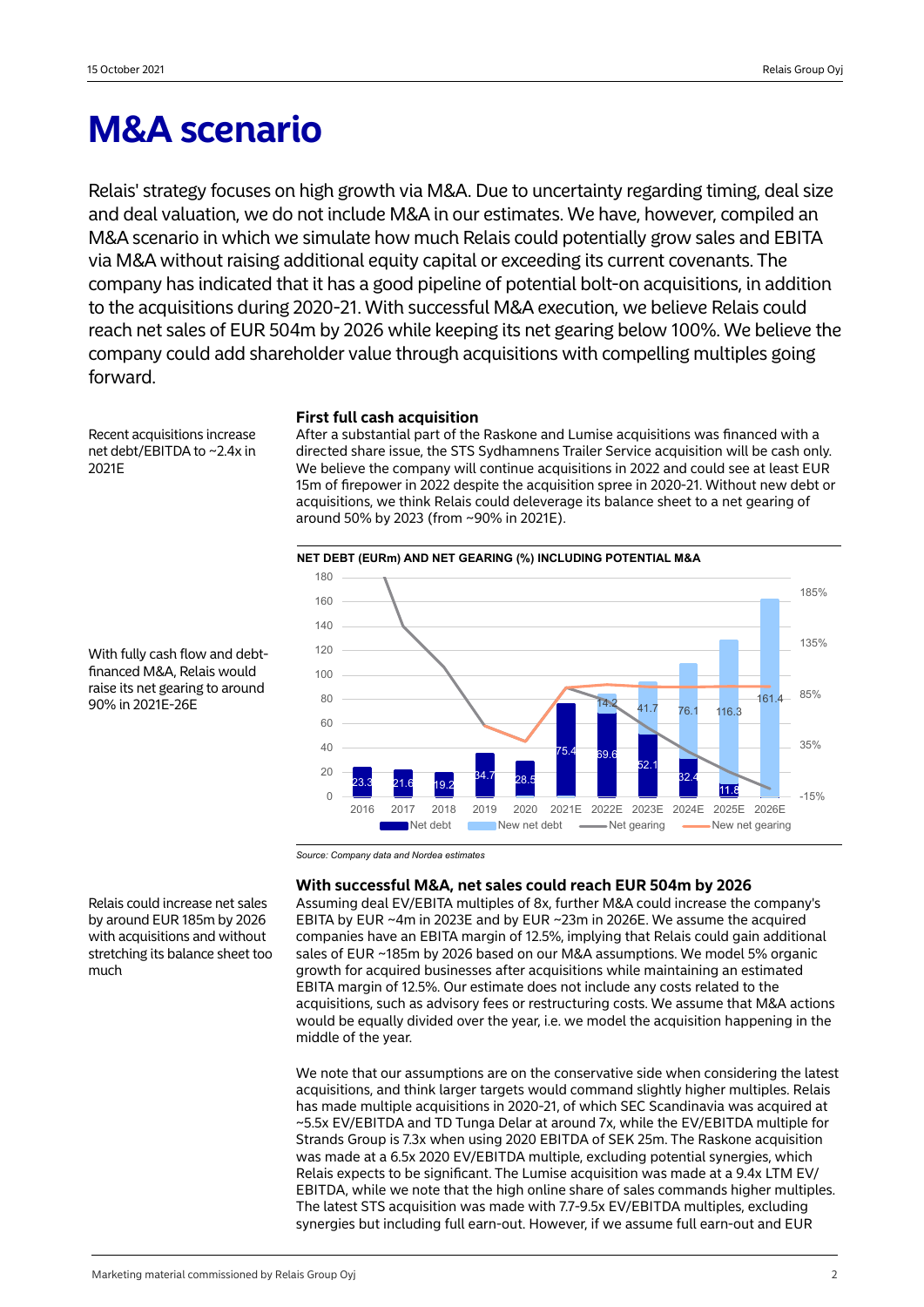# M&A scenario

Relais' strategy focuses on high growth via M&A. Due to uncertainty regarding timing, deal size and deal valuation, we do not include M&A in our estimates. We have, however, compiled an M&A scenario in which we simulate how much Relais could potentially grow sales and EBITA via M&A without raising additional equity capital or exceeding its current covenants. The company has indicated that it has a good pipeline of potential bolt-on acquisitions, in addition to the acquisitions during 2020-21. With successful M&A execution, we believe Relais could reach net sales of EUR 504m by 2026 while keeping its net gearing below 100%. We believe the company could add shareholder value through acquisitions with compelling multiples going forward.

Recent acquisitions increase net debt/EBITDA to ~2.4x in 2021E

### First full cash acquisition

After a substantial part of the Raskone and Lumise acquisitions was financed with a directed share issue, the STS Sydhamnens Trailer Service acquisition will be cash only. We believe the company will continue acquisitions in 2022 and could see at least EUR 15m of firepower in 2022 despite the acquisition spree in 2020-21. Without new debt or acquisitions, we think Relais could deleverage its balance sheet to a net gearing of around 50% by 2023 (from ~90% in 2021E).

With fully cash flow and debt-financed M&A, Relais would raise its net gearing to around 90% in 2021E-26E

**NET DEBT (EURm) AND NET GEARING (%) INCLUDING POTENTIAL M&A**

| Year | Net debt | New net debt |
|---|---|---|
| 2016 | 23.3 | |
| 2017 | 21.6 | |
| 2018 | 19.2 | |
| 2019 | 34.7 | |
| 2020 | 28.5 | |
| 2021E | 75.4 | |
| 2022E | 69.6 | 14.2 |
| 2023E | 52.1 | 41.7 |
| 2024E | 32.4 | 76.1 |
| 2025E | 11.8 | 116.3 |
| 2026E | | 161.4 |

Legend: Net debt, New net debt, Net gearing, New net gearing

Source: Company data and Nordea estimates

Relais could increase net sales by around EUR 185m by 2026 with acquisitions and without stretching its balance sheet too much

### With successful M&A, net sales could reach EUR 504m by 2026

Assuming deal EV/EBITA multiples of 8x, further M&A could increase the company's EBITA by EUR ~4m in 2023E and by EUR ~23m in 2026E. We assume the acquired companies have an EBITA margin of 12.5%, implying that Relais could gain additional sales of EUR ~185m by 2026 based on our M&A assumptions. We model 5% organic growth for acquired businesses after acquisitions while maintaining an estimated EBITA margin of 12.5%. Our estimate does not include any costs related to the acquisitions, such as advisory fees or restructuring costs. We assume that M&A actions would be equally divided over the year, i.e. we model the acquisition happening in the middle of the year.

We note that our assumptions are on the conservative side when considering the latest acquisitions, and think larger targets would command slightly higher multiples. Relais has made multiple acquisitions in 2020-21, of which SEC Scandinavia was acquired at ~5.5x EV/EBITDA and TD Tunga Delar at around 7x, while the EV/EBITDA multiple for Strands Group is 7.3x when using 2020 EBITDA of SEK 25m. The Raskone acquisition was made at a 6.5x 2020 EV/EBITDA multiple, excluding potential synergies, which Relais expects to be significant. The Lumise acquisition was made at a 9.4x LTM EV/EBITDA, while we note that the high online share of sales commands higher multiples. The latest STS acquisition was made with 7.7-9.5x EV/EBITDA multiples, excluding synergies but including full earn-out. However, if we assume full earn-out and EUR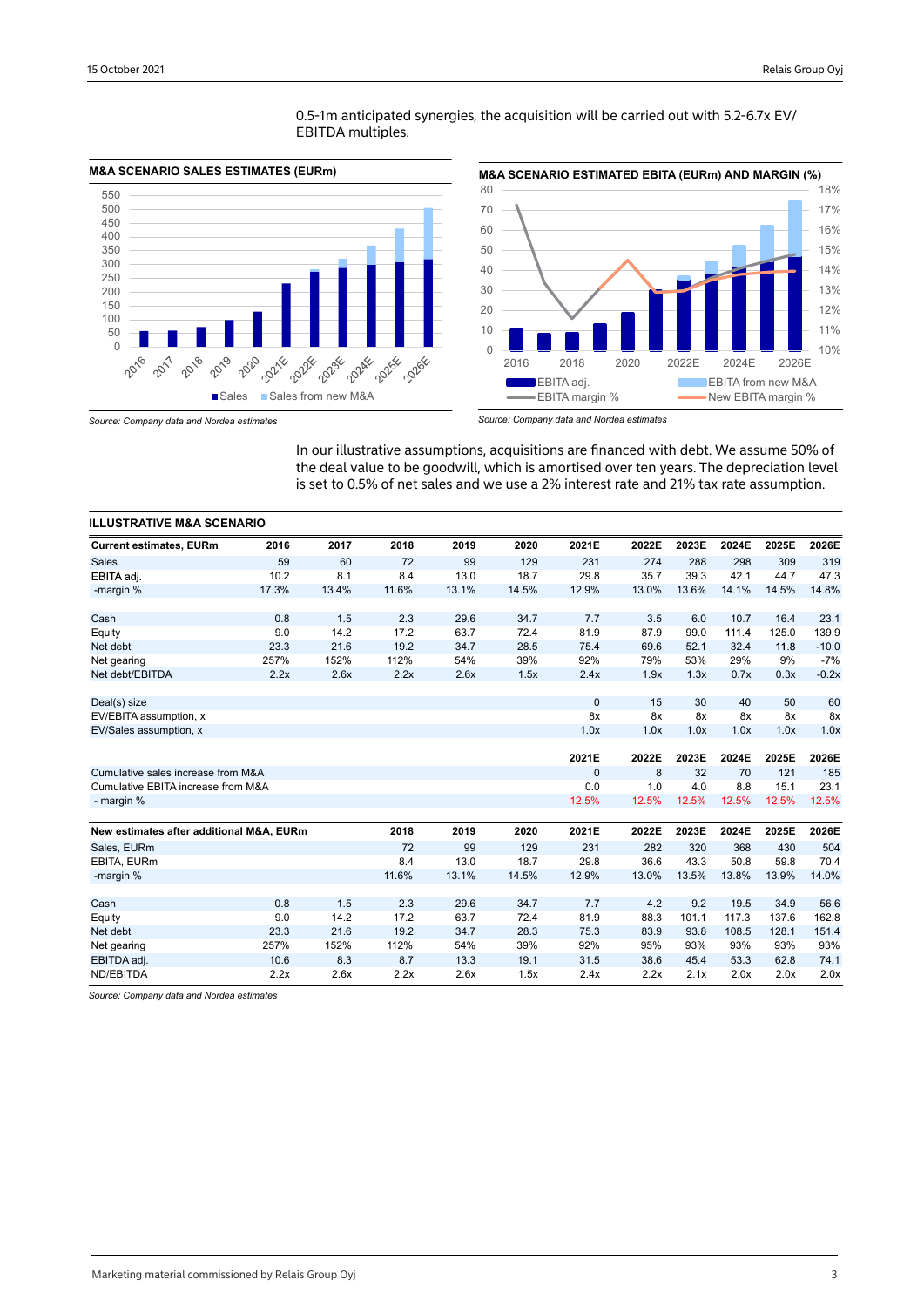0.5-1m anticipated synergies, the acquisition will be carried out with 5.2-6.7x EV/ EBITDA multiples.

**M&A SCENARIO SALES ESTIMATES (EURm)**

*Source: Company data and Nordea estimates*

**M&A SCENARIO ESTIMATED EBITA (EURm) AND MARGIN (%)**

*Source: Company data and Nordea estimates*

In our illustrative assumptions, acquisitions are financed with debt. We assume 50% of the deal value to be goodwill, which is amortised over ten years. The depreciation level is set to 0.5% of net sales and we use a 2% interest rate and 21% tax rate assumption.

**ILLUSTRATIVE M&A SCENARIO**

| Current estimates, EURm | 2016 | 2017 | 2018 | 2019 | 2020 | 2021E | 2022E | 2023E | 2024E | 2025E | 2026E |
|---|---|---|---|---|---|---|---|---|---|---|---|
| Sales | 59 | 60 | 72 | 99 | 129 | 231 | 274 | 288 | 298 | 309 | 319 |
| EBITA adj. | 10.2 | 8.1 | 8.4 | 13.0 | 18.7 | 29.8 | 35.7 | 39.3 | 42.1 | 44.7 | 47.3 |
| -margin % | 17.3% | 13.4% | 11.6% | 13.1% | 14.5% | 12.9% | 13.0% | 13.6% | 14.1% | 14.5% | 14.8% |
| | | | | | | | | | | | |
| Cash | 0.8 | 1.5 | 2.3 | 29.6 | 34.7 | 7.7 | 3.5 | 6.0 | 10.7 | 16.4 | 23.1 |
| Equity | 9.0 | 14.2 | 17.2 | 63.7 | 72.4 | 81.9 | 87.9 | 99.0 | 111.4 | 125.0 | 139.9 |
| Net debt | 23.3 | 21.6 | 19.2 | 34.7 | 28.5 | 75.4 | 69.6 | 52.1 | 32.4 | 11.8 | -10.0 |
| Net gearing | 257% | 152% | 112% | 54% | 39% | 92% | 79% | 53% | 29% | 9% | -7% |
| Net debt/EBITDA | 2.2x | 2.6x | 2.2x | 2.6x | 1.5x | 2.4x | 1.9x | 1.3x | 0.7x | 0.3x | -0.2x |
| | | | | | | | | | | | |
| Deal(s) size | | | | | | 0 | 15 | 30 | 40 | 50 | 60 |
| EV/EBITA assumption, x | | | | | | 8x | 8x | 8x | 8x | 8x | 8x |
| EV/Sales assumption, x | | | | | | 1.0x | 1.0x | 1.0x | 1.0x | 1.0x | 1.0x |
| | | | | | | | | | | | |
| | | | | | | 2021E | 2022E | 2023E | 2024E | 2025E | 2026E |
| Cumulative sales increase from M&A | | | | | | 0 | 8 | 32 | 70 | 121 | 185 |
| Cumulative EBITA increase from M&A | | | | | | 0.0 | 1.0 | 4.0 | 8.8 | 15.1 | 23.1 |
| - margin % | | | | | | 12.5% | 12.5% | 12.5% | 12.5% | 12.5% | 12.5% |

| New estimates after additional M&A, EURm | | | 2018 | 2019 | 2020 | 2021E | 2022E | 2023E | 2024E | 2025E | 2026E |
|---|---|---|---|---|---|---|---|---|---|---|---|
| Sales, EURm | | | 72 | 99 | 129 | 231 | 282 | 320 | 368 | 430 | 504 |
| EBITA, EURm | | | 8.4 | 13.0 | 18.7 | 29.8 | 36.6 | 43.3 | 50.8 | 59.8 | 70.4 |
| -margin % | | | 11.6% | 13.1% | 14.5% | 12.9% | 13.0% | 13.5% | 13.8% | 13.9% | 14.0% |
| | | | | | | | | | | | |
| Cash | 0.8 | 1.5 | 2.3 | 29.6 | 34.7 | 7.7 | 4.2 | 9.2 | 19.5 | 34.9 | 56.6 |
| Equity | 9.0 | 14.2 | 17.2 | 63.7 | 72.4 | 81.9 | 88.3 | 101.1 | 117.3 | 137.6 | 162.8 |
| Net debt | 23.3 | 21.6 | 19.2 | 34.7 | 28.3 | 75.3 | 83.9 | 93.8 | 108.5 | 128.1 | 151.4 |
| Net gearing | 257% | 152% | 112% | 54% | 39% | 92% | 95% | 93% | 93% | 93% | 93% |
| EBITDA adj. | 10.6 | 8.3 | 8.7 | 13.3 | 19.1 | 31.5 | 38.6 | 45.4 | 53.3 | 62.8 | 74.1 |
| ND/EBITDA | 2.2x | 2.6x | 2.2x | 2.6x | 1.5x | 2.4x | 2.2x | 2.1x | 2.0x | 2.0x | 2.0x |

*Source: Company data and Nordea estimates*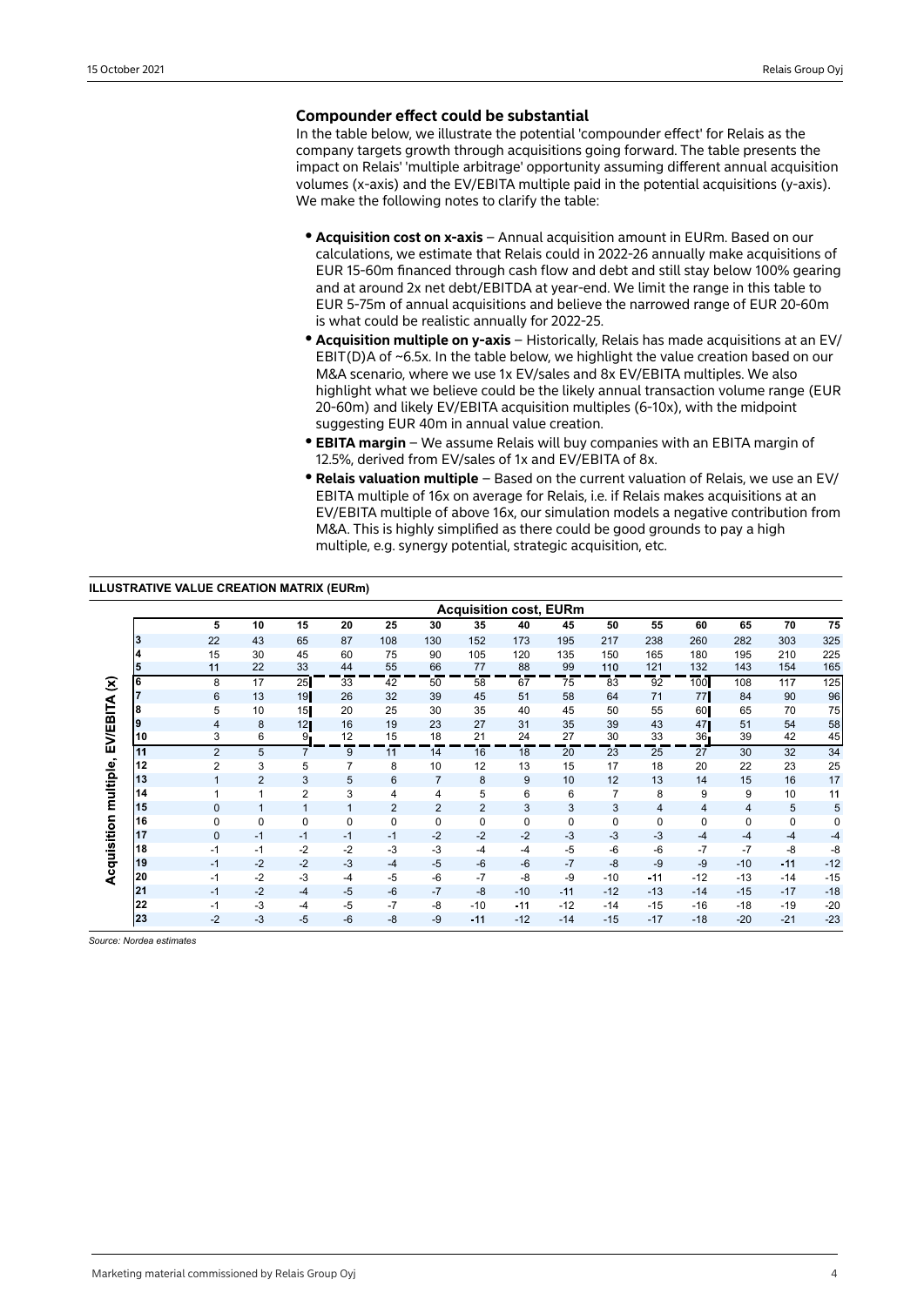## Compounder effect could be substantial

In the table below, we illustrate the potential 'compounder effect' for Relais as the company targets growth through acquisitions going forward. The table presents the impact on Relais' 'multiple arbitrage' opportunity assuming different annual acquisition volumes (x-axis) and the EV/EBITA multiple paid in the potential acquisitions (y-axis). We make the following notes to clarify the table:

- **Acquisition cost on x-axis** – Annual acquisition amount in EURm. Based on our calculations, we estimate that Relais could in 2022-26 annually make acquisitions of EUR 15-60m financed through cash flow and debt and still stay below 100% gearing and at around 2x net debt/EBITDA at year-end. We limit the range in this table to EUR 5-75m of annual acquisitions and believe the narrowed range of EUR 20-60m is what could be realistic annually for 2022-25.
- **Acquisition multiple on y-axis** – Historically, Relais has made acquisitions at an EV/EBIT(D)A of ~6.5x. In the table below, we highlight the value creation based on our M&A scenario, where we use 1x EV/sales and 8x EV/EBITA multiples. We also highlight what we believe could be the likely annual transaction volume range (EUR 20-60m) and likely EV/EBITA acquisition multiples (6-10x), with the midpoint suggesting EUR 40m in annual value creation.
- **EBITA margin** – We assume Relais will buy companies with an EBITA margin of 12.5%, derived from EV/sales of 1x and EV/EBITA of 8x.
- **Relais valuation multiple** – Based on the current valuation of Relais, we use an EV/EBITA multiple of 16x on average for Relais, i.e. if Relais makes acquisitions at an EV/EBITA multiple of above 16x, our simulation models a negative contribution from M&A. This is highly simplified as there could be good grounds to pay a high multiple, e.g. synergy potential, strategic acquisition, etc.

**ILLUSTRATIVE VALUE CREATION MATRIX (EURm)**

| Acquisition multiple, EV/EBITA (x) | Acquisition cost, EURm | | | | | | | | | | | | | | |
|---|---|---|---|---|---|---|---|---|---|---|---|---|---|---|---|
| | 5 | 10 | 15 | 20 | 25 | 30 | 35 | 40 | 45 | 50 | 55 | 60 | 65 | 70 | 75 |
| 3 | 22 | 43 | 65 | 87 | 108 | 130 | 152 | 173 | 195 | 217 | 238 | 260 | 282 | 303 | 325 |
| 4 | 15 | 30 | 45 | 60 | 75 | 90 | 105 | 120 | 135 | 150 | 165 | 180 | 195 | 210 | 225 |
| 5 | 11 | 22 | 33 | 44 | 55 | 66 | 77 | 88 | 99 | 110 | 121 | 132 | 143 | 154 | 165 |
| 6 | 8 | 17 | 25 | 33 | 42 | 50 | 58 | 67 | 75 | 83 | 92 | 100 | 108 | 117 | 125 |
| 7 | 6 | 13 | 19 | 26 | 32 | 39 | 45 | 51 | 58 | 64 | 71 | 77 | 84 | 90 | 96 |
| 8 | 5 | 10 | 15 | 20 | 25 | 30 | 35 | 40 | 45 | 50 | 55 | 60 | 65 | 70 | 75 |
| 9 | 4 | 8 | 12 | 16 | 19 | 23 | 27 | 31 | 35 | 39 | 43 | 47 | 51 | 54 | 58 |
| 10 | 3 | 6 | 9 | 12 | 15 | 18 | 21 | 24 | 27 | 30 | 33 | 36 | 39 | 42 | 45 |
| 11 | 2 | 5 | 7 | 9 | 11 | 14 | 16 | 18 | 20 | 23 | 25 | 27 | 30 | 32 | 34 |
| 12 | 2 | 3 | 5 | 7 | 8 | 10 | 12 | 13 | 15 | 17 | 18 | 20 | 22 | 23 | 25 |
| 13 | 1 | 2 | 3 | 5 | 6 | 7 | 8 | 9 | 10 | 12 | 13 | 14 | 15 | 16 | 17 |
| 14 | 1 | 1 | 2 | 3 | 4 | 4 | 5 | 6 | 6 | 7 | 8 | 9 | 9 | 10 | 11 |
| 15 | 0 | 1 | 1 | 1 | 2 | 2 | 2 | 3 | 3 | 3 | 4 | 4 | 4 | 5 | 5 |
| 16 | 0 | 0 | 0 | 0 | 0 | 0 | 0 | 0 | 0 | 0 | 0 | 0 | 0 | 0 | 0 |
| 17 | 0 | -1 | -1 | -1 | -1 | -2 | -2 | -2 | -3 | -3 | -3 | -4 | -4 | -4 | -4 |
| 18 | -1 | -1 | -2 | -2 | -3 | -3 | -4 | -4 | -5 | -6 | -6 | -7 | -7 | -8 | -8 |
| 19 | -1 | -2 | -2 | -3 | -4 | -5 | -6 | -6 | -7 | -8 | -9 | -9 | -10 | -11 | -12 |
| 20 | -1 | -2 | -3 | -4 | -5 | -6 | -7 | -8 | -9 | -10 | -11 | -12 | -13 | -14 | -15 |
| 21 | -1 | -2 | -4 | -5 | -6 | -7 | -8 | -10 | -11 | -12 | -13 | -14 | -15 | -17 | -18 |
| 22 | -1 | -3 | -4 | -5 | -7 | -8 | -10 | -11 | -12 | -14 | -15 | -16 | -18 | -19 | -20 |
| 23 | -2 | -3 | -5 | -6 | -8 | -9 | -11 | -12 | -14 | -15 | -17 | -18 | -20 | -21 | -23 |

*Source: Nordea estimates*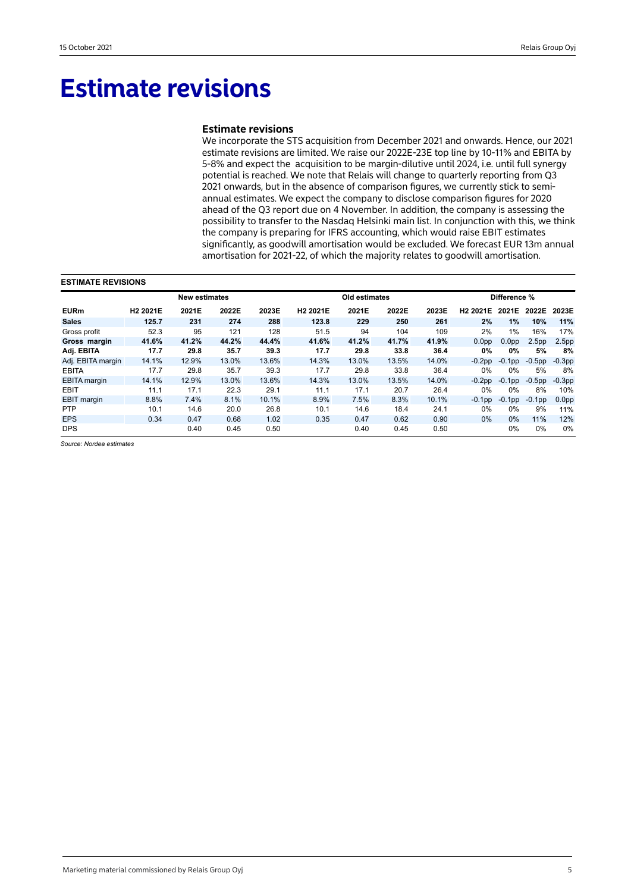# Estimate revisions

### Estimate revisions

We incorporate the STS acquisition from December 2021 and onwards. Hence, our 2021 estimate revisions are limited. We raise our 2022E-23E top line by 10-11% and EBITA by 5-8% and expect the acquisition to be margin-dilutive until 2024, i.e. until full synergy potential is reached. We note that Relais will change to quarterly reporting from Q3 2021 onwards, but in the absence of comparison figures, we currently stick to semi-annual estimates. We expect the company to disclose comparison figures for 2020 ahead of the Q3 report due on 4 November. In addition, the company is assessing the possibility to transfer to the Nasdaq Helsinki main list. In conjunction with this, we think the company is preparing for IFRS accounting, which would raise EBIT estimates significantly, as goodwill amortisation would be excluded. We forecast EUR 13m annual amortisation for 2021-22, of which the majority relates to goodwill amortisation.

**ESTIMATE REVISIONS**

| | New estimates | | | | Old estimates | | | | Difference % | | | |
|---|---|---|---|---|---|---|---|---|---|---|---|---|
| **EURm** | **H2 2021E** | **2021E** | **2022E** | **2023E** | **H2 2021E** | **2021E** | **2022E** | **2023E** | **H2 2021E** | **2021E** | **2022E** | **2023E** |
| **Sales** | **125.7** | **231** | **274** | **288** | **123.8** | **229** | **250** | **261** | **2%** | **1%** | **10%** | **11%** |
| Gross profit | 52.3 | 95 | 121 | 128 | 51.5 | 94 | 104 | 109 | 2% | 1% | 16% | 17% |
| **Gross margin** | **41.6%** | **41.2%** | **44.2%** | **44.4%** | **41.6%** | **41.2%** | **41.7%** | **41.9%** | **0.0pp** | **0.0pp** | **2.5pp** | **2.5pp** |
| **Adj. EBITA** | **17.7** | **29.8** | **35.7** | **39.3** | **17.7** | **29.8** | **33.8** | **36.4** | **0%** | **0%** | **5%** | **8%** |
| Adj. EBITA margin | 14.1% | 12.9% | 13.0% | 13.6% | 14.3% | 13.0% | 13.5% | 14.0% | -0.2pp | -0.1pp | -0.5pp | -0.3pp |
| EBITA | 17.7 | 29.8 | 35.7 | 39.3 | 17.7 | 29.8 | 33.8 | 36.4 | 0% | 0% | 5% | 8% |
| EBITA margin | 14.1% | 12.9% | 13.0% | 13.6% | 14.3% | 13.0% | 13.5% | 14.0% | -0.2pp | -0.1pp | -0.5pp | -0.3pp |
| EBIT | 11.1 | 17.1 | 22.3 | 29.1 | 11.1 | 17.1 | 20.7 | 26.4 | 0% | 0% | 8% | 10% |
| EBIT margin | 8.8% | 7.4% | 8.1% | 10.1% | 8.9% | 7.5% | 8.3% | 10.1% | -0.1pp | -0.1pp | -0.1pp | 0.0pp |
| PTP | 10.1 | 14.6 | 20.0 | 26.8 | 10.1 | 14.6 | 18.4 | 24.1 | 0% | 0% | 9% | 11% |
| EPS | 0.34 | 0.47 | 0.68 | 1.02 | 0.35 | 0.47 | 0.62 | 0.90 | 0% | 0% | 11% | 12% |
| DPS | | 0.40 | 0.45 | 0.50 | | 0.40 | 0.45 | 0.50 | | 0% | 0% | 0% |

*Source: Nordea estimates*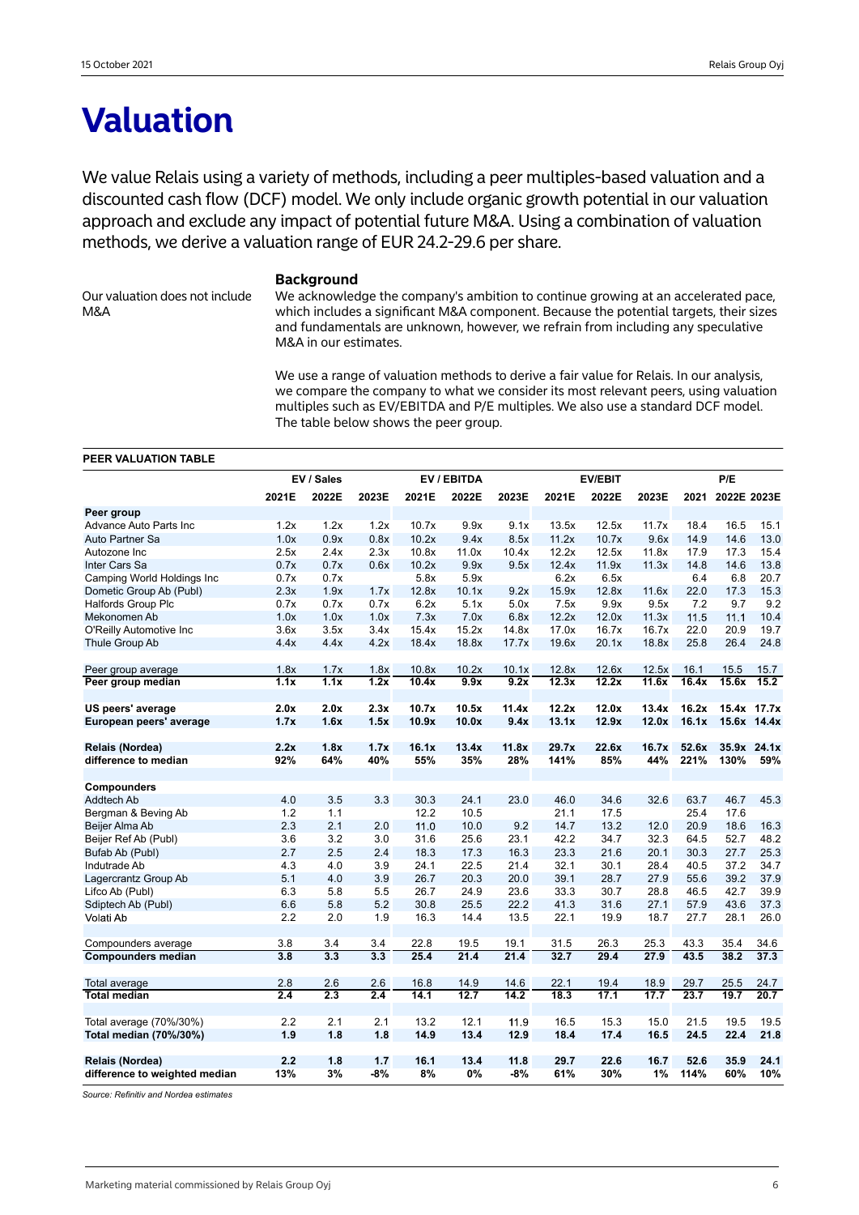# Valuation

We value Relais using a variety of methods, including a peer multiples-based valuation and a discounted cash flow (DCF) model. We only include organic growth potential in our valuation approach and exclude any impact of potential future M&A. Using a combination of valuation methods, we derive a valuation range of EUR 24.2-29.6 per share.

### Background

Our valuation does not include M&A

We acknowledge the company's ambition to continue growing at an accelerated pace, which includes a significant M&A component. Because the potential targets, their sizes and fundamentals are unknown, however, we refrain from including any speculative M&A in our estimates.

We use a range of valuation methods to derive a fair value for Relais. In our analysis, we compare the company to what we consider its most relevant peers, using valuation multiples such as EV/EBITDA and P/E multiples. We also use a standard DCF model. The table below shows the peer group.

**PEER VALUATION TABLE**

| | EV / Sales | | | EV / EBITDA | | | EV/EBIT | | | P/E | | |
|---|---|---|---|---|---|---|---|---|---|---|---|---|
| | **2021E** | **2022E** | **2023E** | **2021E** | **2022E** | **2023E** | **2021E** | **2022E** | **2023E** | **2021** | **2022E** | **2023E** |
| **Peer group** | | | | | | | | | | | | |
| Advance Auto Parts Inc | 1.2x | 1.2x | 1.2x | 10.7x | 9.9x | 9.1x | 13.5x | 12.5x | 11.7x | 18.4 | 16.5 | 15.1 |
| Auto Partner Sa | 1.0x | 0.9x | 0.8x | 10.2x | 9.4x | 8.5x | 11.2x | 10.7x | 9.6x | 14.9 | 14.6 | 13.0 |
| Autozone Inc | 2.5x | 2.4x | 2.3x | 10.8x | 11.0x | 10.4x | 12.2x | 12.5x | 11.8x | 17.9 | 17.3 | 15.4 |
| Inter Cars Sa | 0.7x | 0.7x | 0.6x | 10.2x | 9.9x | 9.5x | 12.4x | 11.9x | 11.3x | 14.8 | 14.6 | 13.8 |
| Camping World Holdings Inc | 0.7x | 0.7x | | 5.8x | 5.9x | | 6.2x | 6.5x | | 6.4 | 6.8 | 20.7 |
| Dometic Group Ab (Publ) | 2.3x | 1.9x | 1.7x | 12.8x | 10.1x | 9.2x | 15.9x | 12.8x | 11.6x | 22.0 | 17.3 | 15.3 |
| Halfords Group Plc | 0.7x | 0.7x | 0.7x | 6.2x | 5.1x | 5.0x | 7.5x | 9.9x | 9.5x | 7.2 | 9.7 | 9.2 |
| Mekonomen Ab | 1.0x | 1.0x | 1.0x | 7.3x | 7.0x | 6.8x | 12.2x | 12.0x | 11.3x | 11.5 | 11.1 | 10.4 |
| O'Reilly Automotive Inc | 3.6x | 3.5x | 3.4x | 15.4x | 15.2x | 14.8x | 17.0x | 16.7x | 16.7x | 22.0 | 20.9 | 19.7 |
| Thule Group Ab | 4.4x | 4.4x | 4.2x | 18.4x | 18.8x | 17.7x | 19.6x | 20.1x | 18.8x | 25.8 | 26.4 | 24.8 |
| | | | | | | | | | | | | |
| Peer group average | 1.8x | 1.7x | 1.8x | 10.8x | 10.2x | 10.1x | 12.8x | 12.6x | 12.5x | 16.1 | 15.5 | 15.7 |
| **Peer group median** | **1.1x** | **1.1x** | **1.2x** | **10.4x** | **9.9x** | **9.2x** | **12.3x** | **12.2x** | **11.6x** | **16.4x** | **15.6x** | **15.2** |
| | | | | | | | | | | | | |
| **US peers' average** | **2.0x** | **2.0x** | **2.3x** | **10.7x** | **10.5x** | **11.4x** | **12.2x** | **12.0x** | **13.4x** | **16.2x** | **15.4x** | **17.7x** |
| **European peers' average** | **1.7x** | **1.6x** | **1.5x** | **10.9x** | **10.0x** | **9.4x** | **13.1x** | **12.9x** | **12.0x** | **16.1x** | **15.6x** | **14.4x** |
| | | | | | | | | | | | | |
| **Relais (Nordea)** | **2.2x** | **1.8x** | **1.7x** | **16.1x** | **13.4x** | **11.8x** | **29.7x** | **22.6x** | **16.7x** | **52.6x** | **35.9x** | **24.1x** |
| **difference to median** | **92%** | **64%** | **40%** | **55%** | **35%** | **28%** | **141%** | **85%** | **44%** | **221%** | **130%** | **59%** |
| | | | | | | | | | | | | |
| **Compounders** | | | | | | | | | | | | |
| Addtech Ab | 4.0 | 3.5 | 3.3 | 30.3 | 24.1 | 23.0 | 46.0 | 34.6 | 32.6 | 63.7 | 46.7 | 45.3 |
| Bergman & Beving Ab | 1.2 | 1.1 | | 12.2 | 10.5 | | 21.1 | 17.5 | | 25.4 | 17.6 | |
| Beijer Alma Ab | 2.3 | 2.1 | 2.0 | 11.0 | 10.0 | 9.2 | 14.7 | 13.2 | 12.0 | 20.9 | 18.6 | 16.3 |
| Beijer Ref Ab (Publ) | 3.6 | 3.2 | 3.0 | 31.6 | 25.6 | 23.1 | 42.2 | 34.7 | 32.3 | 64.5 | 52.7 | 48.2 |
| Bufab Ab (Publ) | 2.7 | 2.5 | 2.4 | 18.3 | 17.3 | 16.3 | 23.3 | 21.6 | 20.1 | 30.3 | 27.7 | 25.3 |
| Indutrade Ab | 4.3 | 4.0 | 3.9 | 24.1 | 22.5 | 21.4 | 32.1 | 30.1 | 28.4 | 40.5 | 37.2 | 34.7 |
| Lagercrantz Group Ab | 5.1 | 4.0 | 3.9 | 26.7 | 20.3 | 20.0 | 39.1 | 28.7 | 27.9 | 55.6 | 39.2 | 37.9 |
| Lifco Ab (Publ) | 6.3 | 5.8 | 5.5 | 26.7 | 24.9 | 23.6 | 33.3 | 30.7 | 28.8 | 46.5 | 42.7 | 39.9 |
| Sdiptech Ab (Publ) | 6.6 | 5.8 | 5.2 | 30.8 | 25.5 | 22.2 | 41.3 | 31.6 | 27.1 | 57.9 | 43.6 | 37.3 |
| Volati Ab | 2.2 | 2.0 | 1.9 | 16.3 | 14.4 | 13.5 | 22.1 | 19.9 | 18.7 | 27.7 | 28.1 | 26.0 |
| | | | | | | | | | | | | |
| Compounders average | 3.8 | 3.4 | 3.4 | 22.8 | 19.5 | 19.1 | 31.5 | 26.3 | 25.3 | 43.3 | 35.4 | 34.6 |
| **Compounders median** | **3.8** | **3.3** | **3.3** | **25.4** | **21.4** | **21.4** | **32.7** | **29.4** | **27.9** | **43.5** | **38.2** | **37.3** |
| | | | | | | | | | | | | |
| Total average | 2.8 | 2.6 | 2.6 | 16.8 | 14.9 | 14.6 | 22.1 | 19.4 | 18.9 | 29.7 | 25.5 | 24.7 |
| **Total median** | **2.4** | **2.3** | **2.4** | **14.1** | **12.7** | **14.2** | **18.3** | **17.1** | **17.7** | **23.7** | **19.7** | **20.7** |
| | | | | | | | | | | | | |
| Total average (70%/30%) | 2.2 | 2.1 | 2.1 | 13.2 | 12.1 | 11.9 | 16.5 | 15.3 | 15.0 | 21.5 | 19.5 | 19.5 |
| **Total median (70%/30%)** | **1.9** | **1.8** | **1.8** | **14.9** | **13.4** | **12.9** | **18.4** | **17.4** | **16.5** | **24.5** | **22.4** | **21.8** |
| | | | | | | | | | | | | |
| **Relais (Nordea)** | **2.2** | **1.8** | **1.7** | **16.1** | **13.4** | **11.8** | **29.7** | **22.6** | **16.7** | **52.6** | **35.9** | **24.1** |
| **difference to weighted median** | **13%** | **3%** | **-8%** | **8%** | **0%** | **-8%** | **61%** | **30%** | **1%** | **114%** | **60%** | **10%** |

*Source: Refinitiv and Nordea estimates*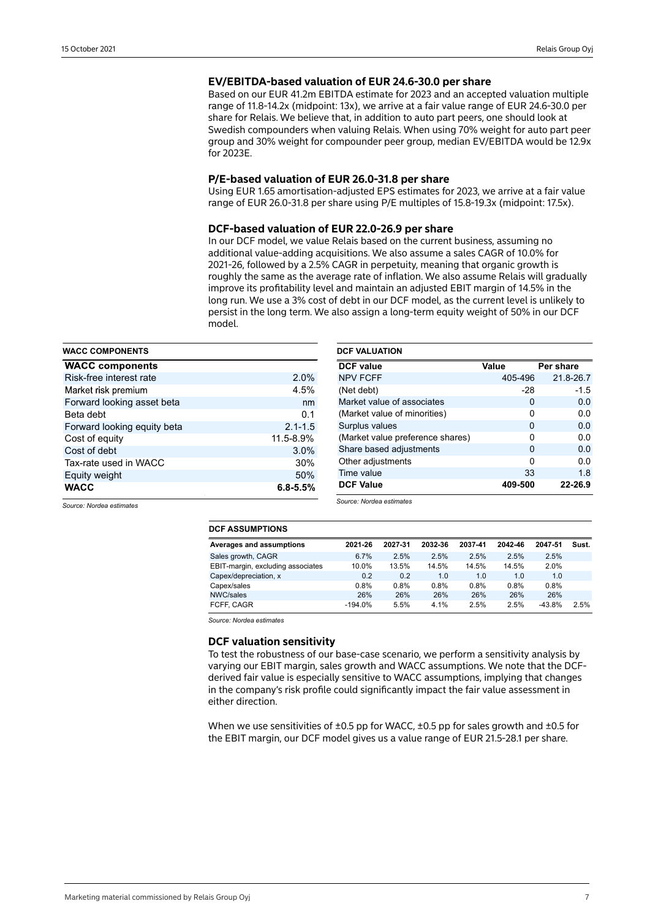## EV/EBITDA-based valuation of EUR 24.6-30.0 per share

Based on our EUR 41.2m EBITDA estimate for 2023 and an accepted valuation multiple range of 11.8-14.2x (midpoint: 13x), we arrive at a fair value range of EUR 24.6-30.0 per share for Relais. We believe that, in addition to auto part peers, one should look at Swedish compounders when valuing Relais. When using 70% weight for auto part peer group and 30% weight for compounder peer group, median EV/EBITDA would be 12.9x for 2023E.

## P/E-based valuation of EUR 26.0-31.8 per share

Using EUR 1.65 amortisation-adjusted EPS estimates for 2023, we arrive at a fair value range of EUR 26.0-31.8 per share using P/E multiples of 15.8-19.3x (midpoint: 17.5x).

## DCF-based valuation of EUR 22.0-26.9 per share

In our DCF model, we value Relais based on the current business, assuming no additional value-adding acquisitions. We also assume a sales CAGR of 10.0% for 2021-26, followed by a 2.5% CAGR in perpetuity, meaning that organic growth is roughly the same as the average rate of inflation. We also assume Relais will gradually improve its profitability level and maintain an adjusted EBIT margin of 14.5% in the long run. We use a 3% cost of debt in our DCF model, as the current level is unlikely to persist in the long term. We also assign a long-term equity weight of 50% in our DCF model.

**WACC COMPONENTS**

| WACC components | |
|---|---|
| Risk-free interest rate | 2.0% |
| Market risk premium | 4.5% |
| Forward looking asset beta | nm |
| Beta debt | 0.1 |
| Forward looking equity beta | 2.1-1.5 |
| Cost of equity | 11.5-8.9% |
| Cost of debt | 3.0% |
| Tax-rate used in WACC | 30% |
| Equity weight | 50% |
| **WACC** | **6.8-5.5%** |

*Source: Nordea estimates*

**DCF VALUATION**

| DCF value | Value | Per share |
|---|---|---|
| NPV FCFF | 405-496 | 21.8-26.7 |
| (Net debt) | -28 | -1.5 |
| Market value of associates | 0 | 0.0 |
| (Market value of minorities) | 0 | 0.0 |
| Surplus values | 0 | 0.0 |
| (Market value preference shares) | 0 | 0.0 |
| Share based adjustments | 0 | 0.0 |
| Other adjustments | 0 | 0.0 |
| Time value | 33 | 1.8 |
| **DCF Value** | **409-500** | **22-26.9** |

*Source: Nordea estimates*

**DCF ASSUMPTIONS**

| Averages and assumptions | 2021-26 | 2027-31 | 2032-36 | 2037-41 | 2042-46 | 2047-51 | Sust. |
|---|---|---|---|---|---|---|---|
| Sales growth, CAGR | 6.7% | 2.5% | 2.5% | 2.5% | 2.5% | 2.5% | |
| EBIT-margin, excluding associates | 10.0% | 13.5% | 14.5% | 14.5% | 14.5% | 2.0% | |
| Capex/depreciation, x | 0.2 | 0.2 | 1.0 | 1.0 | 1.0 | 1.0 | |
| Capex/sales | 0.8% | 0.8% | 0.8% | 0.8% | 0.8% | 0.8% | |
| NWC/sales | 26% | 26% | 26% | 26% | 26% | 26% | |
| FCFF, CAGR | -194.0% | 5.5% | 4.1% | 2.5% | 2.5% | -43.8% | 2.5% |

*Source: Nordea estimates*

## DCF valuation sensitivity

To test the robustness of our base-case scenario, we perform a sensitivity analysis by varying our EBIT margin, sales growth and WACC assumptions. We note that the DCF-derived fair value is especially sensitive to WACC assumptions, implying that changes in the company's risk profile could significantly impact the fair value assessment in either direction.

When we use sensitivities of ±0.5 pp for WACC, ±0.5 pp for sales growth and ±0.5 for the EBIT margin, our DCF model gives us a value range of EUR 21.5-28.1 per share.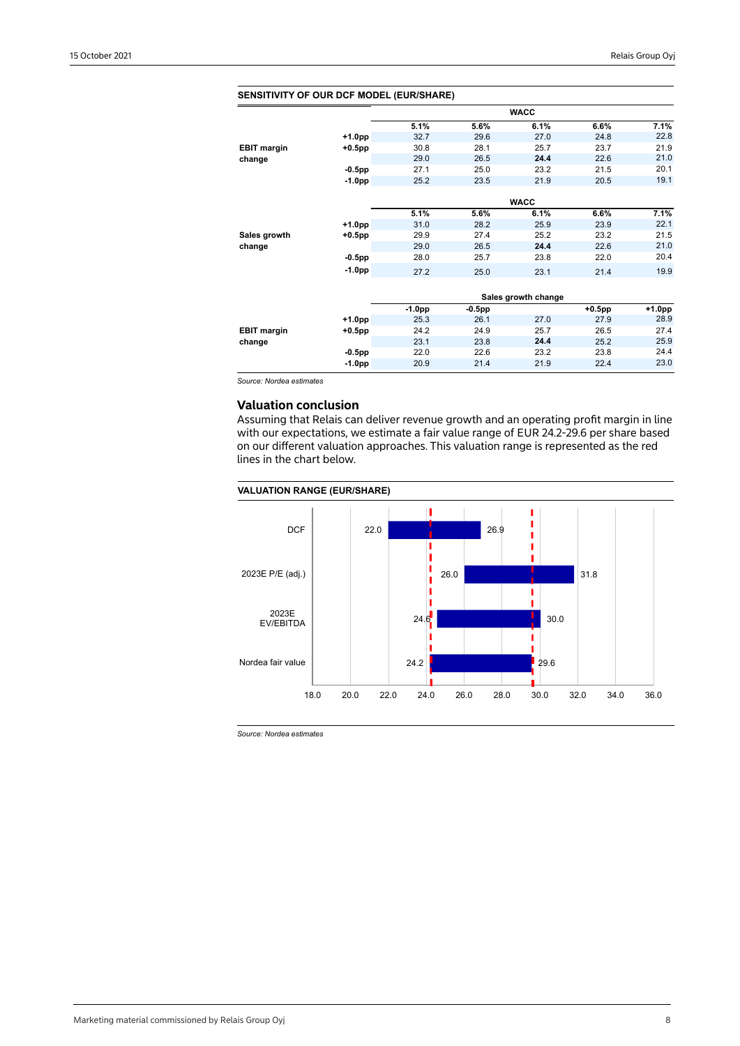**SENSITIVITY OF OUR DCF MODEL (EUR/SHARE)**

| | | WACC | | | | |
|---|---|---|---|---|---|---|
| | | 5.1% | 5.6% | 6.1% | 6.6% | 7.1% |
| EBIT margin change | +1.0pp | 32.7 | 29.6 | 27.0 | 24.8 | 22.8 |
| | +0.5pp | 30.8 | 28.1 | 25.7 | 23.7 | 21.9 |
| | | 29.0 | 26.5 | **24.4** | 22.6 | 21.0 |
| | -0.5pp | 27.1 | 25.0 | 23.2 | 21.5 | 20.1 |
| | -1.0pp | 25.2 | 23.5 | 21.9 | 20.5 | 19.1 |

| | | WACC | | | | |
|---|---|---|---|---|---|---|
| | | 5.1% | 5.6% | 6.1% | 6.6% | 7.1% |
| Sales growth change | +1.0pp | 31.0 | 28.2 | 25.9 | 23.9 | 22.1 |
| | +0.5pp | 29.9 | 27.4 | 25.2 | 23.2 | 21.5 |
| | | 29.0 | 26.5 | **24.4** | 22.6 | 21.0 |
| | -0.5pp | 28.0 | 25.7 | 23.8 | 22.0 | 20.4 |
| | -1.0pp | 27.2 | 25.0 | 23.1 | 21.4 | 19.9 |

| | | Sales growth change | | | | |
|---|---|---|---|---|---|---|
| | | -1.0pp | -0.5pp | | +0.5pp | +1.0pp |
| EBIT margin change | +1.0pp | 25.3 | 26.1 | 27.0 | 27.9 | 28.9 |
| | +0.5pp | 24.2 | 24.9 | 25.7 | 26.5 | 27.4 |
| | | 23.1 | 23.8 | **24.4** | 25.2 | 25.9 |
| | -0.5pp | 22.0 | 22.6 | 23.2 | 23.8 | 24.4 |
| | -1.0pp | 20.9 | 21.4 | 21.9 | 22.4 | 23.0 |

*Source: Nordea estimates*

## Valuation conclusion

Assuming that Relais can deliver revenue growth and an operating profit margin in line with our expectations, we estimate a fair value range of EUR 24.2-29.6 per share based on our different valuation approaches. This valuation range is represented as the red lines in the chart below.

**VALUATION RANGE (EUR/SHARE)**

| | Low | High |
|---|---|---|
| DCF | 22.0 | 26.9 |
| 2023E P/E (adj.) | 26.0 | 31.8 |
| 2023E EV/EBITDA | 24.6 | 30.0 |
| Nordea fair value | 24.2 | 29.6 |

*Source: Nordea estimates*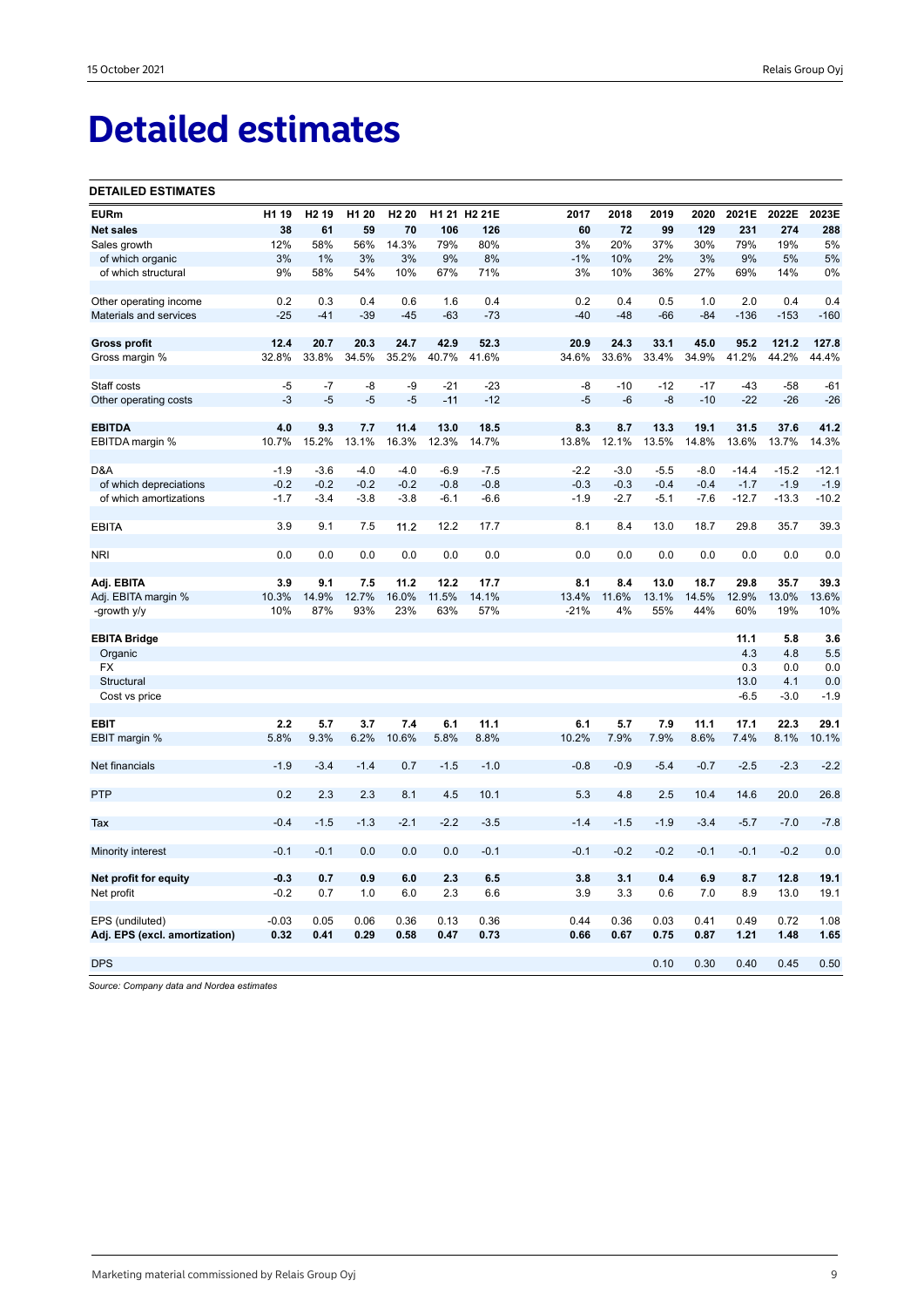# Detailed estimates

**DETAILED ESTIMATES**

| EURm | H1 19 | H2 19 | H1 20 | H2 20 | H1 21 | H2 21E | 2017 | 2018 | 2019 | 2020 | 2021E | 2022E | 2023E |
|---|---|---|---|---|---|---|---|---|---|---|---|---|---|
| **Net sales** | **38** | **61** | **59** | **70** | **106** | **126** | **60** | **72** | **99** | **129** | **231** | **274** | **288** |
| Sales growth | 12% | 58% | 56% | 14.3% | 79% | 80% | 3% | 20% | 37% | 30% | 79% | 19% | 5% |
| of which organic | 3% | 1% | 3% | 3% | 9% | 8% | -1% | 10% | 2% | 3% | 9% | 5% | 5% |
| of which structural | 9% | 58% | 54% | 10% | 67% | 71% | 3% | 10% | 36% | 27% | 69% | 14% | 0% |
| | | | | | | | | | | | | | |
| Other operating income | 0.2 | 0.3 | 0.4 | 0.6 | 1.6 | 0.4 | 0.2 | 0.4 | 0.5 | 1.0 | 2.0 | 0.4 | 0.4 |
| Materials and services | -25 | -41 | -39 | -45 | -63 | -73 | -40 | -48 | -66 | -84 | -136 | -153 | -160 |
| | | | | | | | | | | | | | |
| **Gross profit** | **12.4** | **20.7** | **20.3** | **24.7** | **42.9** | **52.3** | **20.9** | **24.3** | **33.1** | **45.0** | **95.2** | **121.2** | **127.8** |
| Gross margin % | 32.8% | 33.8% | 34.5% | 35.2% | 40.7% | 41.6% | 34.6% | 33.6% | 33.4% | 34.9% | 41.2% | 44.2% | 44.4% |
| | | | | | | | | | | | | | |
| Staff costs | -5 | -7 | -8 | -9 | -21 | -23 | -8 | -10 | -12 | -17 | -43 | -58 | -61 |
| Other operating costs | -3 | -5 | -5 | -5 | -11 | -12 | -5 | -6 | -8 | -10 | -22 | -26 | -26 |
| | | | | | | | | | | | | | |
| **EBITDA** | **4.0** | **9.3** | **7.7** | **11.4** | **13.0** | **18.5** | **8.3** | **8.7** | **13.3** | **19.1** | **31.5** | **37.6** | **41.2** |
| EBITDA margin % | 10.7% | 15.2% | 13.1% | 16.3% | 12.3% | 14.7% | 13.8% | 12.1% | 13.5% | 14.8% | 13.6% | 13.7% | 14.3% |
| | | | | | | | | | | | | | |
| D&A | -1.9 | -3.6 | -4.0 | -4.0 | -6.9 | -7.5 | -2.2 | -3.0 | -5.5 | -8.0 | -14.4 | -15.2 | -12.1 |
| of which depreciations | -0.2 | -0.2 | -0.2 | -0.2 | -0.8 | -0.8 | -0.3 | -0.3 | -0.4 | -0.4 | -1.7 | -1.9 | -1.9 |
| of which amortizations | -1.7 | -3.4 | -3.8 | -3.8 | -6.1 | -6.6 | -1.9 | -2.7 | -5.1 | -7.6 | -12.7 | -13.3 | -10.2 |
| | | | | | | | | | | | | | |
| EBITA | 3.9 | 9.1 | 7.5 | 11.2 | 12.2 | 17.7 | 8.1 | 8.4 | 13.0 | 18.7 | 29.8 | 35.7 | 39.3 |
| | | | | | | | | | | | | | |
| NRI | 0.0 | 0.0 | 0.0 | 0.0 | 0.0 | 0.0 | 0.0 | 0.0 | 0.0 | 0.0 | 0.0 | 0.0 | 0.0 |
| | | | | | | | | | | | | | |
| **Adj. EBITA** | **3.9** | **9.1** | **7.5** | **11.2** | **12.2** | **17.7** | **8.1** | **8.4** | **13.0** | **18.7** | **29.8** | **35.7** | **39.3** |
| Adj. EBITA margin % | 10.3% | 14.9% | 12.7% | 16.0% | 11.5% | 14.1% | 13.4% | 11.6% | 13.1% | 14.5% | 12.9% | 13.0% | 13.6% |
| -growth y/y | 10% | 87% | 93% | 23% | 63% | 57% | -21% | 4% | 55% | 44% | 60% | 19% | 10% |
| | | | | | | | | | | | | | |
| **EBITA Bridge** | | | | | | | | | | | **11.1** | **5.8** | **3.6** |
| Organic | | | | | | | | | | | 4.3 | 4.8 | 5.5 |
| FX | | | | | | | | | | | 0.3 | 0.0 | 0.0 |
| Structural | | | | | | | | | | | 13.0 | 4.1 | 0.0 |
| Cost vs price | | | | | | | | | | | -6.5 | -3.0 | -1.9 |
| | | | | | | | | | | | | | |
| **EBIT** | **2.2** | **5.7** | **3.7** | **7.4** | **6.1** | **11.1** | **6.1** | **5.7** | **7.9** | **11.1** | **17.1** | **22.3** | **29.1** |
| EBIT margin % | 5.8% | 9.3% | 6.2% | 10.6% | 5.8% | 8.8% | 10.2% | 7.9% | 7.9% | 8.6% | 7.4% | 8.1% | 10.1% |
| | | | | | | | | | | | | | |
| Net financials | -1.9 | -3.4 | -1.4 | 0.7 | -1.5 | -1.0 | -0.8 | -0.9 | -5.4 | -0.7 | -2.5 | -2.3 | -2.2 |
| | | | | | | | | | | | | | |
| PTP | 0.2 | 2.3 | 2.3 | 8.1 | 4.5 | 10.1 | 5.3 | 4.8 | 2.5 | 10.4 | 14.6 | 20.0 | 26.8 |
| | | | | | | | | | | | | | |
| Tax | -0.4 | -1.5 | -1.3 | -2.1 | -2.2 | -3.5 | -1.4 | -1.5 | -1.9 | -3.4 | -5.7 | -7.0 | -7.8 |
| | | | | | | | | | | | | | |
| Minority interest | -0.1 | -0.1 | 0.0 | 0.0 | 0.0 | -0.1 | -0.1 | -0.2 | -0.2 | -0.1 | -0.1 | -0.2 | 0.0 |
| | | | | | | | | | | | | | |
| **Net profit for equity** | **-0.3** | **0.7** | **0.9** | **6.0** | **2.3** | **6.5** | **3.8** | **3.1** | **0.4** | **6.9** | **8.7** | **12.8** | **19.1** |
| Net profit | -0.2 | 0.7 | 1.0 | 6.0 | 2.3 | 6.6 | 3.9 | 3.3 | 0.6 | 7.0 | 8.9 | 13.0 | 19.1 |
| | | | | | | | | | | | | | |
| EPS (undiluted) | -0.03 | 0.05 | 0.06 | 0.36 | 0.13 | 0.36 | 0.44 | 0.36 | 0.03 | 0.41 | 0.49 | 0.72 | 1.08 |
| **Adj. EPS (excl. amortization)** | **0.32** | **0.41** | **0.29** | **0.58** | **0.47** | **0.73** | **0.66** | **0.67** | **0.75** | **0.87** | **1.21** | **1.48** | **1.65** |
| | | | | | | | | | | | | | |
| DPS | | | | | | | | | 0.10 | 0.30 | 0.40 | 0.45 | 0.50 |

*Source: Company data and Nordea estimates*

Marketing material commissioned by Relais Group Oyj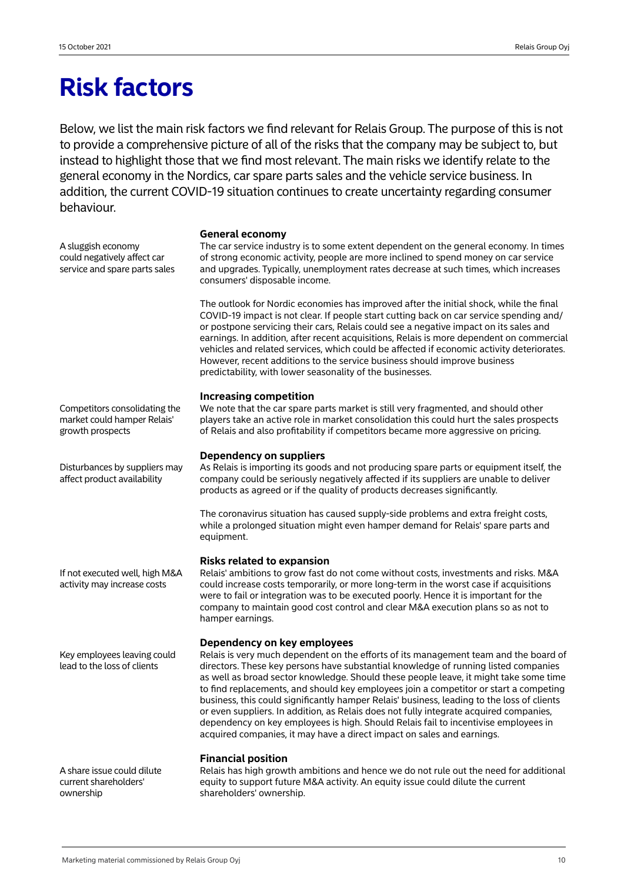# Risk factors

Below, we list the main risk factors we find relevant for Relais Group. The purpose of this is not to provide a comprehensive picture of all of the risks that the company may be subject to, but instead to highlight those that we find most relevant. The main risks we identify relate to the general economy in the Nordics, car spare parts sales and the vehicle service business. In addition, the current COVID-19 situation continues to create uncertainty regarding consumer behaviour.

### General economy

A sluggish economy could negatively affect car service and spare parts sales

The car service industry is to some extent dependent on the general economy. In times of strong economic activity, people are more inclined to spend money on car service and upgrades. Typically, unemployment rates decrease at such times, which increases consumers' disposable income.

The outlook for Nordic economies has improved after the initial shock, while the final COVID-19 impact is not clear. If people start cutting back on car service spending and/or postpone servicing their cars, Relais could see a negative impact on its sales and earnings. In addition, after recent acquisitions, Relais is more dependent on commercial vehicles and related services, which could be affected if economic activity deteriorates. However, recent additions to the service business should improve business predictability, with lower seasonality of the businesses.

### Increasing competition

Competitors consolidating the market could hamper Relais' growth prospects

We note that the car spare parts market is still very fragmented, and should other players take an active role in market consolidation this could hurt the sales prospects of Relais and also profitability if competitors became more aggressive on pricing.

### Dependency on suppliers

Disturbances by suppliers may affect product availability

As Relais is importing its goods and not producing spare parts or equipment itself, the company could be seriously negatively affected if its suppliers are unable to deliver products as agreed or if the quality of products decreases significantly.

The coronavirus situation has caused supply-side problems and extra freight costs, while a prolonged situation might even hamper demand for Relais' spare parts and equipment.

### Risks related to expansion

If not executed well, high M&A activity may increase costs

Relais' ambitions to grow fast do not come without costs, investments and risks. M&A could increase costs temporarily, or more long-term in the worst case if acquisitions were to fail or integration was to be executed poorly. Hence it is important for the company to maintain good cost control and clear M&A execution plans so as not to hamper earnings.

### Dependency on key employees

Key employees leaving could lead to the loss of clients

Relais is very much dependent on the efforts of its management team and the board of directors. These key persons have substantial knowledge of running listed companies as well as broad sector knowledge. Should these people leave, it might take some time to find replacements, and should key employees join a competitor or start a competing business, this could significantly hamper Relais' business, leading to the loss of clients or even suppliers. In addition, as Relais does not fully integrate acquired companies, dependency on key employees is high. Should Relais fail to incentivise employees in acquired companies, it may have a direct impact on sales and earnings.

### Financial position

A share issue could dilute current shareholders' ownership

Relais has high growth ambitions and hence we do not rule out the need for additional equity to support future M&A activity. An equity issue could dilute the current shareholders' ownership.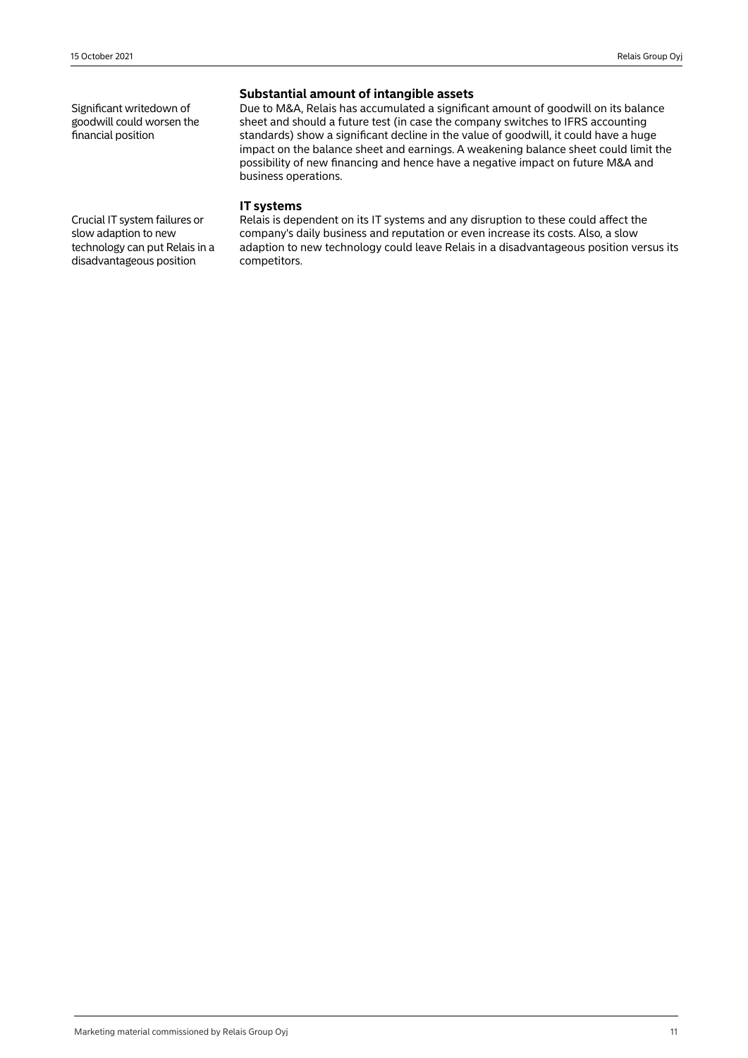## Substantial amount of intangible assets

Significant writedown of goodwill could worsen the financial position

Due to M&A, Relais has accumulated a significant amount of goodwill on its balance sheet and should a future test (in case the company switches to IFRS accounting standards) show a significant decline in the value of goodwill, it could have a huge impact on the balance sheet and earnings. A weakening balance sheet could limit the possibility of new financing and hence have a negative impact on future M&A and business operations.

## IT systems

Crucial IT system failures or slow adaption to new technology can put Relais in a disadvantageous position

Relais is dependent on its IT systems and any disruption to these could affect the company's daily business and reputation or even increase its costs. Also, a slow adaption to new technology could leave Relais in a disadvantageous position versus its competitors.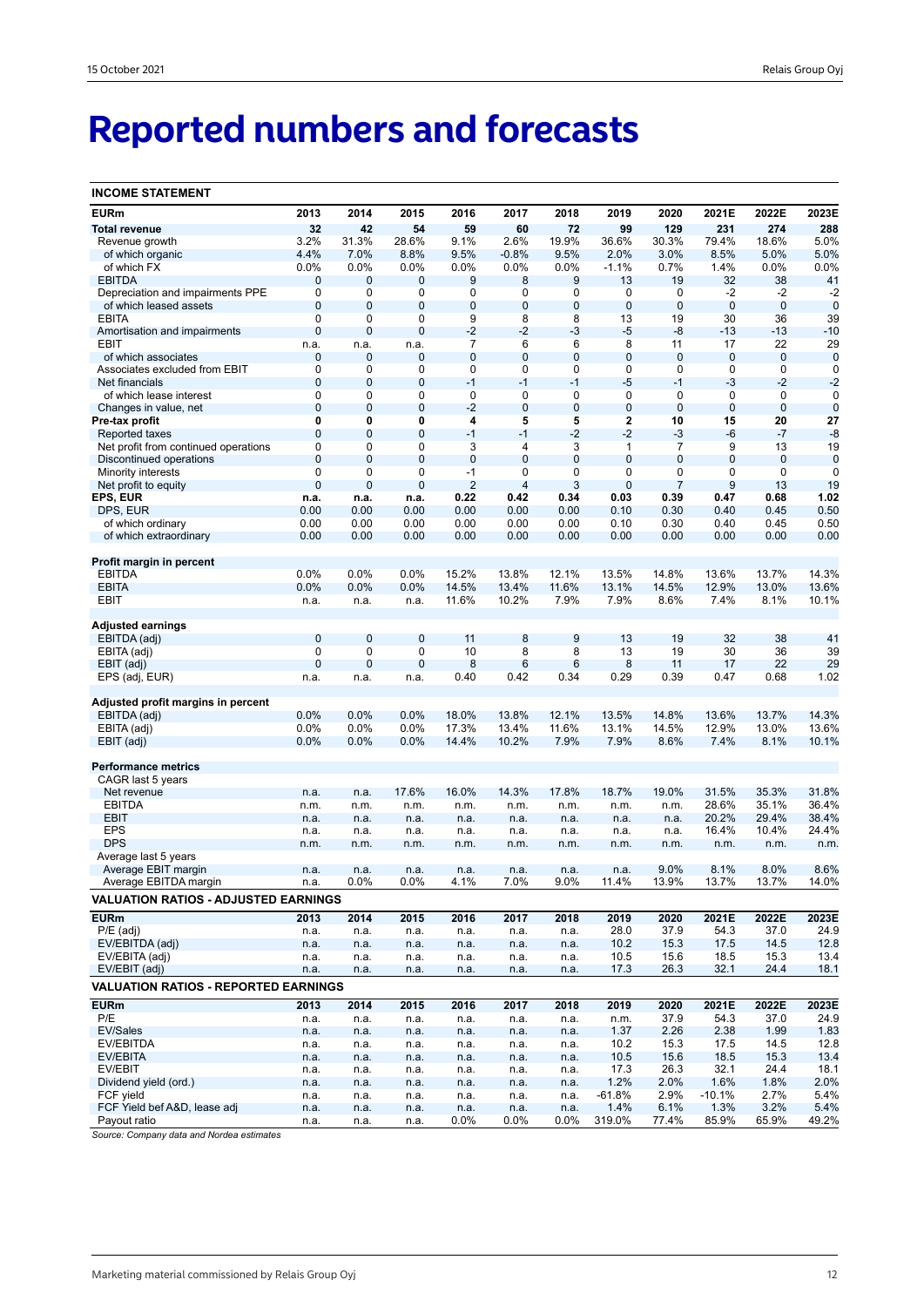# Reported numbers and forecasts

| INCOME STATEMENT | | | | | | | | | | | |
|---|---|---|---|---|---|---|---|---|---|---|---|
| **EURm** | **2013** | **2014** | **2015** | **2016** | **2017** | **2018** | **2019** | **2020** | **2021E** | **2022E** | **2023E** |
| **Total revenue** | **32** | **42** | **54** | **59** | **60** | **72** | **99** | **129** | **231** | **274** | **288** |
| Revenue growth | 3.2% | 31.3% | 28.6% | 9.1% | 2.6% | 19.9% | 36.6% | 30.3% | 79.4% | 18.6% | 5.0% |
| of which organic | 4.4% | 7.0% | 8.8% | 9.5% | -0.8% | 9.5% | 2.0% | 3.0% | 8.5% | 5.0% | 5.0% |
| of which FX | 0.0% | 0.0% | 0.0% | 0.0% | 0.0% | 0.0% | -1.1% | 0.7% | 1.4% | 0.0% | 0.0% |
| EBITDA | 0 | 0 | 0 | 9 | 8 | 9 | 13 | 19 | 32 | 38 | 41 |
| Depreciation and impairments PPE | 0 | 0 | 0 | 0 | 0 | 0 | 0 | 0 | -2 | -2 | -2 |
| of which leased assets | 0 | 0 | 0 | 0 | 0 | 0 | 0 | 0 | 0 | 0 | 0 |
| EBITA | 0 | 0 | 0 | 9 | 8 | 8 | 13 | 19 | 30 | 36 | 39 |
| Amortisation and impairments | 0 | 0 | 0 | -2 | -2 | -3 | -5 | -8 | -13 | -13 | -10 |
| EBIT | n.a. | n.a. | n.a. | 7 | 6 | 6 | 8 | 11 | 17 | 22 | 29 |
| of which associates | 0 | 0 | 0 | 0 | 0 | 0 | 0 | 0 | 0 | 0 | 0 |
| Associates excluded from EBIT | 0 | 0 | 0 | 0 | 0 | 0 | 0 | 0 | 0 | 0 | 0 |
| Net financials | 0 | 0 | 0 | -1 | -1 | -1 | -5 | -1 | -3 | -2 | -2 |
| of which lease interest | 0 | 0 | 0 | 0 | 0 | 0 | 0 | 0 | 0 | 0 | 0 |
| Changes in value, net | 0 | 0 | 0 | -2 | 0 | 0 | 0 | 0 | 0 | 0 | 0 |
| **Pre-tax profit** | **0** | **0** | **0** | **4** | **5** | **5** | **2** | **10** | **15** | **20** | **27** |
| Reported taxes | 0 | 0 | 0 | -1 | -1 | -2 | -2 | -3 | -6 | -7 | -8 |
| Net profit from continued operations | 0 | 0 | 0 | 3 | 4 | 3 | 1 | 7 | 9 | 13 | 19 |
| Discontinued operations | 0 | 0 | 0 | 0 | 0 | 0 | 0 | 0 | 0 | 0 | 0 |
| Minority interests | 0 | 0 | 0 | -1 | 0 | 0 | 0 | 0 | 0 | 0 | 0 |
| Net profit to equity | 0 | 0 | 0 | 2 | 4 | 3 | 0 | 7 | 9 | 13 | 19 |
| **EPS, EUR** | **n.a.** | **n.a.** | **n.a.** | **0.22** | **0.42** | **0.34** | **0.03** | **0.39** | **0.47** | **0.68** | **1.02** |
| DPS, EUR | 0.00 | 0.00 | 0.00 | 0.00 | 0.00 | 0.00 | 0.10 | 0.30 | 0.40 | 0.45 | 0.50 |
| of which ordinary | 0.00 | 0.00 | 0.00 | 0.00 | 0.00 | 0.00 | 0.10 | 0.30 | 0.40 | 0.45 | 0.50 |
| of which extraordinary | 0.00 | 0.00 | 0.00 | 0.00 | 0.00 | 0.00 | 0.00 | 0.00 | 0.00 | 0.00 | 0.00 |
| | | | | | | | | | | | |
| **Profit margin in percent** | | | | | | | | | | | |
| EBITDA | 0.0% | 0.0% | 0.0% | 15.2% | 13.8% | 12.1% | 13.5% | 14.8% | 13.6% | 13.7% | 14.3% |
| EBITA | 0.0% | 0.0% | 0.0% | 14.5% | 13.4% | 11.6% | 13.1% | 14.5% | 12.9% | 13.0% | 13.6% |
| EBIT | n.a. | n.a. | n.a. | 11.6% | 10.2% | 7.9% | 7.9% | 8.6% | 7.4% | 8.1% | 10.1% |
| | | | | | | | | | | | |
| **Adjusted earnings** | | | | | | | | | | | |
| EBITDA (adj) | 0 | 0 | 0 | 11 | 8 | 9 | 13 | 19 | 32 | 38 | 41 |
| EBITA (adj) | 0 | 0 | 0 | 10 | 8 | 8 | 13 | 19 | 30 | 36 | 39 |
| EBIT (adj) | 0 | 0 | 0 | 8 | 6 | 6 | 8 | 11 | 17 | 22 | 29 |
| EPS (adj, EUR) | n.a. | n.a. | n.a. | 0.40 | 0.42 | 0.34 | 0.29 | 0.39 | 0.47 | 0.68 | 1.02 |
| | | | | | | | | | | | |
| **Adjusted profit margins in percent** | | | | | | | | | | | |
| EBITDA (adj) | 0.0% | 0.0% | 0.0% | 18.0% | 13.8% | 12.1% | 13.5% | 14.8% | 13.6% | 13.7% | 14.3% |
| EBITA (adj) | 0.0% | 0.0% | 0.0% | 17.3% | 13.4% | 11.6% | 13.1% | 14.5% | 12.9% | 13.0% | 13.6% |
| EBIT (adj) | 0.0% | 0.0% | 0.0% | 14.4% | 10.2% | 7.9% | 7.9% | 8.6% | 7.4% | 8.1% | 10.1% |
| | | | | | | | | | | | |
| **Performance metrics** | | | | | | | | | | | |
| CAGR last 5 years | | | | | | | | | | | |
| Net revenue | n.a. | n.a. | 17.6% | 16.0% | 14.3% | 17.8% | 18.7% | 19.0% | 31.5% | 35.3% | 31.8% |
| EBITDA | n.m. | n.m. | n.m. | n.m. | n.m. | n.m. | n.m. | n.m. | 28.6% | 35.1% | 36.4% |
| EBIT | n.a. | n.a. | n.a. | n.a. | n.a. | n.a. | n.a. | n.a. | 20.2% | 29.4% | 38.4% |
| EPS | n.a. | n.a. | n.a. | n.a. | n.a. | n.a. | n.a. | n.a. | 16.4% | 10.4% | 24.4% |
| DPS | n.m. | n.m. | n.m. | n.m. | n.m. | n.m. | n.m. | n.m. | n.m. | n.m. | n.m. |
| Average last 5 years | | | | | | | | | | | |
| Average EBIT margin | n.a. | n.a. | n.a. | n.a. | n.a. | n.a. | n.a. | 9.0% | 8.1% | 8.0% | 8.6% |
| Average EBITDA margin | n.a. | 0.0% | 0.0% | 4.1% | 7.0% | 9.0% | 11.4% | 13.9% | 13.7% | 13.7% | 14.0% |

| VALUATION RATIOS - ADJUSTED EARNINGS | | | | | | | | | | | |
|---|---|---|---|---|---|---|---|---|---|---|---|
| **EURm** | **2013** | **2014** | **2015** | **2016** | **2017** | **2018** | **2019** | **2020** | **2021E** | **2022E** | **2023E** |
| P/E (adj) | n.a. | n.a. | n.a. | n.a. | n.a. | n.a. | 28.0 | 37.9 | 54.3 | 37.0 | 24.9 |
| EV/EBITDA (adj) | n.a. | n.a. | n.a. | n.a. | n.a. | n.a. | 10.2 | 15.3 | 17.5 | 14.5 | 12.8 |
| EV/EBITA (adj) | n.a. | n.a. | n.a. | n.a. | n.a. | n.a. | 10.5 | 15.6 | 18.5 | 15.3 | 13.4 |
| EV/EBIT (adj) | n.a. | n.a. | n.a. | n.a. | n.a. | n.a. | 17.3 | 26.3 | 32.1 | 24.4 | 18.1 |

| VALUATION RATIOS - REPORTED EARNINGS | | | | | | | | | | | |
|---|---|---|---|---|---|---|---|---|---|---|---|
| **EURm** | **2013** | **2014** | **2015** | **2016** | **2017** | **2018** | **2019** | **2020** | **2021E** | **2022E** | **2023E** |
| P/E | n.a. | n.a. | n.a. | n.a. | n.a. | n.a. | n.m. | 37.9 | 54.3 | 37.0 | 24.9 |
| EV/Sales | n.a. | n.a. | n.a. | n.a. | n.a. | n.a. | 1.37 | 2.26 | 2.38 | 1.99 | 1.83 |
| EV/EBITDA | n.a. | n.a. | n.a. | n.a. | n.a. | n.a. | 10.2 | 15.3 | 17.5 | 14.5 | 12.8 |
| EV/EBITA | n.a. | n.a. | n.a. | n.a. | n.a. | n.a. | 10.5 | 15.6 | 18.5 | 15.3 | 13.4 |
| EV/EBIT | n.a. | n.a. | n.a. | n.a. | n.a. | n.a. | 17.3 | 26.3 | 32.1 | 24.4 | 18.1 |
| Dividend yield (ord.) | n.a. | n.a. | n.a. | n.a. | n.a. | n.a. | 1.2% | 2.0% | 1.6% | 1.8% | 2.0% |
| FCF yield | n.a. | n.a. | n.a. | n.a. | n.a. | n.a. | -61.8% | 2.9% | -10.1% | 2.7% | 5.4% |
| FCF Yield bef A&D, lease adj | n.a. | n.a. | n.a. | n.a. | n.a. | n.a. | 1.4% | 6.1% | 1.3% | 3.2% | 5.4% |
| Payout ratio | n.a. | n.a. | n.a. | 0.0% | 0.0% | 0.0% | 319.0% | 77.4% | 85.9% | 65.9% | 49.2% |

*Source: Company data and Nordea estimates*

Marketing material commissioned by Relais Group Oyj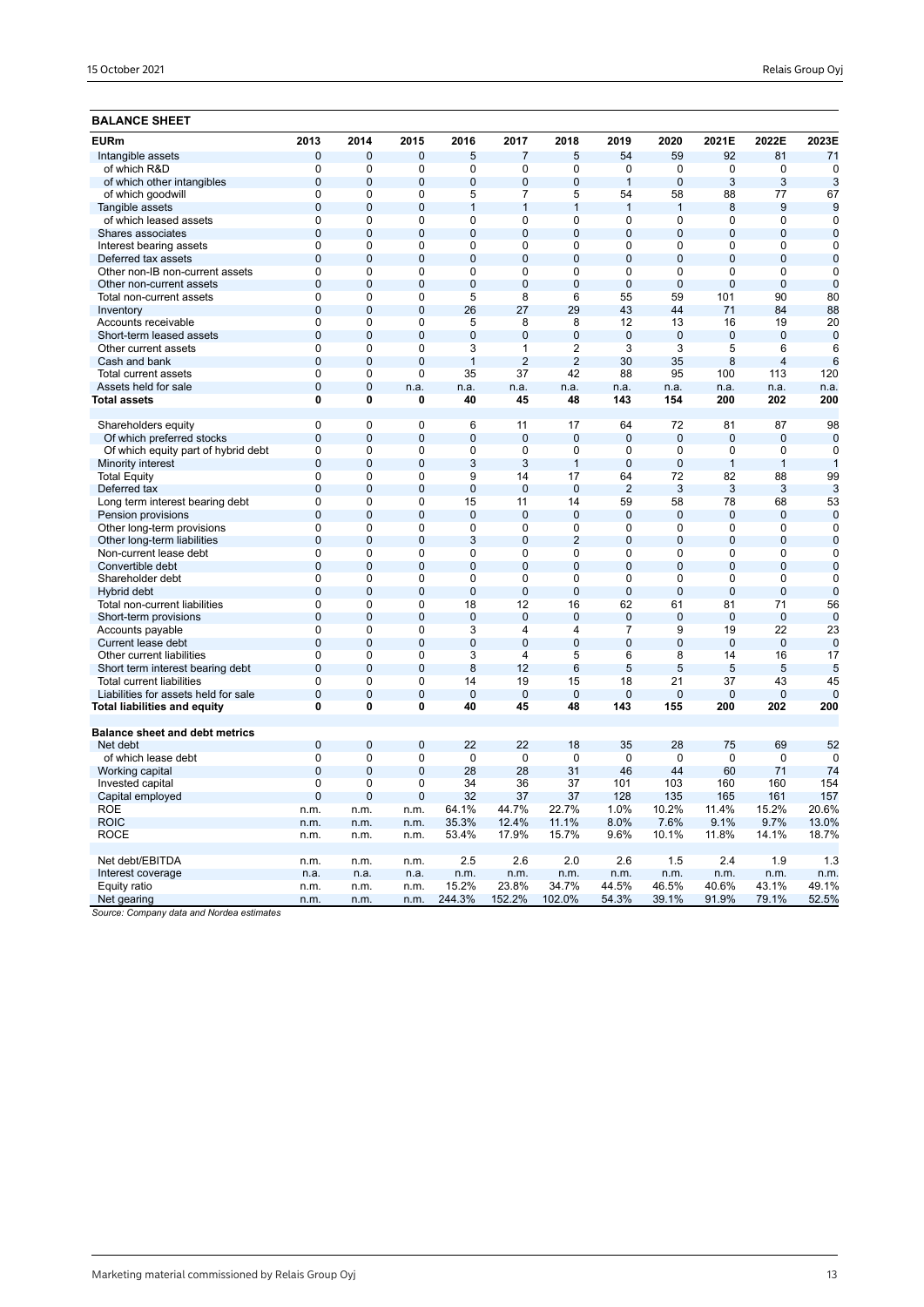**BALANCE SHEET**

| EURm | 2013 | 2014 | 2015 | 2016 | 2017 | 2018 | 2019 | 2020 | 2021E | 2022E | 2023E |
|---|---|---|---|---|---|---|---|---|---|---|---|
| Intangible assets | 0 | 0 | 0 | 5 | 7 | 5 | 54 | 59 | 92 | 81 | 71 |
| of which R&D | 0 | 0 | 0 | 0 | 0 | 0 | 0 | 0 | 0 | 0 | 0 |
| of which other intangibles | 0 | 0 | 0 | 0 | 0 | 0 | 1 | 0 | 3 | 3 | 3 |
| of which goodwill | 0 | 0 | 0 | 5 | 7 | 5 | 54 | 58 | 88 | 77 | 67 |
| Tangible assets | 0 | 0 | 0 | 1 | 1 | 1 | 1 | 1 | 8 | 9 | 9 |
| of which leased assets | 0 | 0 | 0 | 0 | 0 | 0 | 0 | 0 | 0 | 0 | 0 |
| Shares associates | 0 | 0 | 0 | 0 | 0 | 0 | 0 | 0 | 0 | 0 | 0 |
| Interest bearing assets | 0 | 0 | 0 | 0 | 0 | 0 | 0 | 0 | 0 | 0 | 0 |
| Deferred tax assets | 0 | 0 | 0 | 0 | 0 | 0 | 0 | 0 | 0 | 0 | 0 |
| Other non-IB non-current assets | 0 | 0 | 0 | 0 | 0 | 0 | 0 | 0 | 0 | 0 | 0 |
| Other non-current assets | 0 | 0 | 0 | 0 | 0 | 0 | 0 | 0 | 0 | 0 | 0 |
| Total non-current assets | 0 | 0 | 0 | 5 | 8 | 6 | 55 | 59 | 101 | 90 | 80 |
| Inventory | 0 | 0 | 0 | 26 | 27 | 29 | 43 | 44 | 71 | 84 | 88 |
| Accounts receivable | 0 | 0 | 0 | 5 | 8 | 8 | 12 | 13 | 16 | 19 | 20 |
| Short-term leased assets | 0 | 0 | 0 | 0 | 0 | 0 | 0 | 0 | 0 | 0 | 0 |
| Other current assets | 0 | 0 | 0 | 3 | 1 | 2 | 3 | 3 | 5 | 6 | 6 |
| Cash and bank | 0 | 0 | 0 | 1 | 2 | 2 | 30 | 35 | 8 | 4 | 6 |
| Total current assets | 0 | 0 | 0 | 35 | 37 | 42 | 88 | 95 | 100 | 113 | 120 |
| Assets held for sale | 0 | 0 | n.a. | n.a. | n.a. | n.a. | n.a. | n.a. | n.a. | n.a. | n.a. |
| **Total assets** | **0** | **0** | **0** | **40** | **45** | **48** | **143** | **154** | **200** | **202** | **200** |
| | | | | | | | | | | | |
| Shareholders equity | 0 | 0 | 0 | 6 | 11 | 17 | 64 | 72 | 81 | 87 | 98 |
| Of which preferred stocks | 0 | 0 | 0 | 0 | 0 | 0 | 0 | 0 | 0 | 0 | 0 |
| Of which equity part of hybrid debt | 0 | 0 | 0 | 0 | 0 | 0 | 0 | 0 | 0 | 0 | 0 |
| Minority interest | 0 | 0 | 0 | 3 | 3 | 1 | 0 | 0 | 1 | 1 | 1 |
| Total Equity | 0 | 0 | 0 | 9 | 14 | 17 | 64 | 72 | 82 | 88 | 99 |
| Deferred tax | 0 | 0 | 0 | 0 | 0 | 0 | 2 | 3 | 3 | 3 | 3 |
| Long term interest bearing debt | 0 | 0 | 0 | 15 | 11 | 14 | 59 | 58 | 78 | 68 | 53 |
| Pension provisions | 0 | 0 | 0 | 0 | 0 | 0 | 0 | 0 | 0 | 0 | 0 |
| Other long-term provisions | 0 | 0 | 0 | 0 | 0 | 0 | 0 | 0 | 0 | 0 | 0 |
| Other long-term liabilities | 0 | 0 | 0 | 3 | 0 | 2 | 0 | 0 | 0 | 0 | 0 |
| Non-current lease debt | 0 | 0 | 0 | 0 | 0 | 0 | 0 | 0 | 0 | 0 | 0 |
| Convertible debt | 0 | 0 | 0 | 0 | 0 | 0 | 0 | 0 | 0 | 0 | 0 |
| Shareholder debt | 0 | 0 | 0 | 0 | 0 | 0 | 0 | 0 | 0 | 0 | 0 |
| Hybrid debt | 0 | 0 | 0 | 0 | 0 | 0 | 0 | 0 | 0 | 0 | 0 |
| Total non-current liabilities | 0 | 0 | 0 | 18 | 12 | 16 | 62 | 61 | 81 | 71 | 56 |
| Short-term provisions | 0 | 0 | 0 | 0 | 0 | 0 | 0 | 0 | 0 | 0 | 0 |
| Accounts payable | 0 | 0 | 0 | 3 | 4 | 4 | 7 | 9 | 19 | 22 | 23 |
| Current lease debt | 0 | 0 | 0 | 0 | 0 | 0 | 0 | 0 | 0 | 0 | 0 |
| Other current liabilities | 0 | 0 | 0 | 3 | 4 | 5 | 6 | 8 | 14 | 16 | 17 |
| Short term interest bearing debt | 0 | 0 | 0 | 8 | 12 | 6 | 5 | 5 | 5 | 5 | 5 |
| Total current liabilities | 0 | 0 | 0 | 14 | 19 | 15 | 18 | 21 | 37 | 43 | 45 |
| Liabilities for assets held for sale | 0 | 0 | 0 | 0 | 0 | 0 | 0 | 0 | 0 | 0 | 0 |
| **Total liabilities and equity** | **0** | **0** | **0** | **40** | **45** | **48** | **143** | **155** | **200** | **202** | **200** |
| | | | | | | | | | | | |
| **Balance sheet and debt metrics** | | | | | | | | | | | |
| Net debt | 0 | 0 | 0 | 22 | 22 | 18 | 35 | 28 | 75 | 69 | 52 |
| of which lease debt | 0 | 0 | 0 | 0 | 0 | 0 | 0 | 0 | 0 | 0 | 0 |
| Working capital | 0 | 0 | 0 | 28 | 28 | 31 | 46 | 44 | 60 | 71 | 74 |
| Invested capital | 0 | 0 | 0 | 34 | 36 | 37 | 101 | 103 | 160 | 160 | 154 |
| Capital employed | 0 | 0 | 0 | 32 | 37 | 37 | 128 | 135 | 165 | 161 | 157 |
| ROE | n.m. | n.m. | n.m. | 64.1% | 44.7% | 22.7% | 1.0% | 10.2% | 11.4% | 15.2% | 20.6% |
| ROIC | n.m. | n.m. | n.m. | 35.3% | 12.4% | 11.1% | 8.0% | 7.6% | 9.1% | 9.7% | 13.0% |
| ROCE | n.m. | n.m. | n.m. | 53.4% | 17.9% | 15.7% | 9.6% | 10.1% | 11.8% | 14.1% | 18.7% |
| | | | | | | | | | | | |
| Net debt/EBITDA | n.m. | n.m. | n.m. | 2.5 | 2.6 | 2.0 | 2.6 | 1.5 | 2.4 | 1.9 | 1.3 |
| Interest coverage | n.a. | n.a. | n.a. | n.m. | n.m. | n.m. | n.m. | n.m. | n.m. | n.m. | n.m. |
| Equity ratio | n.m. | n.m. | n.m. | 15.2% | 23.8% | 34.7% | 44.5% | 46.5% | 40.6% | 43.1% | 49.1% |
| Net gearing | n.m. | n.m. | n.m. | 244.3% | 152.2% | 102.0% | 54.3% | 39.1% | 91.9% | 79.1% | 52.5% |

*Source: Company data and Nordea estimates*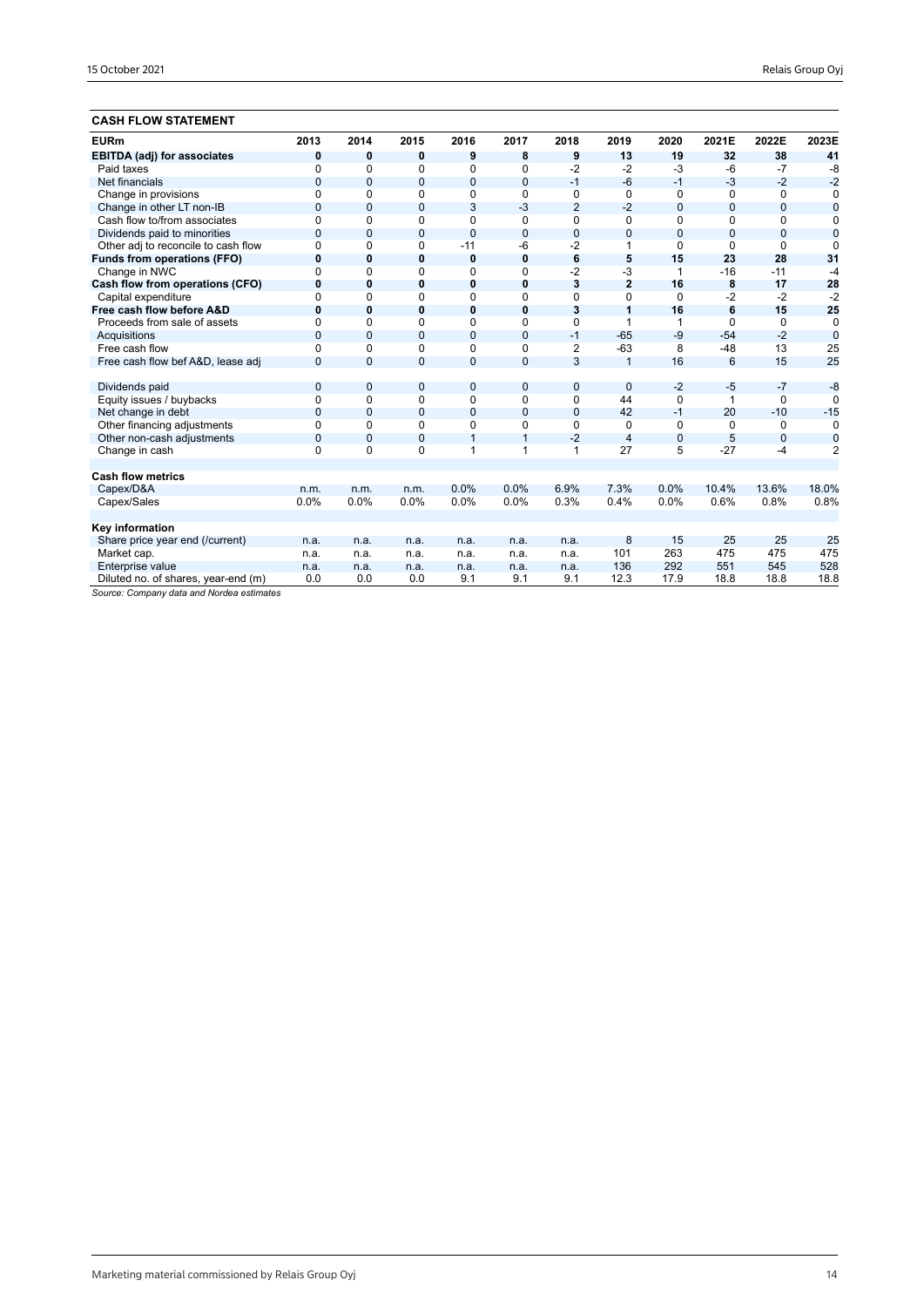## CASH FLOW STATEMENT

| EURm | 2013 | 2014 | 2015 | 2016 | 2017 | 2018 | 2019 | 2020 | 2021E | 2022E | 2023E |
|---|---|---|---|---|---|---|---|---|---|---|---|
| **EBITDA (adj) for associates** | **0** | **0** | **0** | **9** | **8** | **9** | **13** | **19** | **32** | **38** | **41** |
| Paid taxes | 0 | 0 | 0 | 0 | 0 | -2 | -2 | -3 | -6 | -7 | -8 |
| Net financials | 0 | 0 | 0 | 0 | 0 | -1 | -6 | -1 | -3 | -2 | -2 |
| Change in provisions | 0 | 0 | 0 | 0 | 0 | 0 | 0 | 0 | 0 | 0 | 0 |
| Change in other LT non-IB | 0 | 0 | 0 | 3 | -3 | 2 | -2 | 0 | 0 | 0 | 0 |
| Cash flow to/from associates | 0 | 0 | 0 | 0 | 0 | 0 | 0 | 0 | 0 | 0 | 0 |
| Dividends paid to minorities | 0 | 0 | 0 | 0 | 0 | 0 | 0 | 0 | 0 | 0 | 0 |
| Other adj to reconcile to cash flow | 0 | 0 | 0 | -11 | -6 | -2 | 1 | 0 | 0 | 0 | 0 |
| **Funds from operations (FFO)** | **0** | **0** | **0** | **0** | **0** | **6** | **5** | **15** | **23** | **28** | **31** |
| Change in NWC | 0 | 0 | 0 | 0 | 0 | -2 | -3 | 1 | -16 | -11 | -4 |
| **Cash flow from operations (CFO)** | **0** | **0** | **0** | **0** | **0** | **3** | **2** | **16** | **8** | **17** | **28** |
| Capital expenditure | 0 | 0 | 0 | 0 | 0 | 0 | 0 | 0 | -2 | -2 | -2 |
| **Free cash flow before A&D** | **0** | **0** | **0** | **0** | **0** | **3** | **1** | **16** | **6** | **15** | **25** |
| Proceeds from sale of assets | 0 | 0 | 0 | 0 | 0 | 0 | 1 | 1 | 0 | 0 | 0 |
| Acquisitions | 0 | 0 | 0 | 0 | 0 | -1 | -65 | -9 | -54 | -2 | 0 |
| Free cash flow | 0 | 0 | 0 | 0 | 0 | 2 | -63 | 8 | -48 | 13 | 25 |
| Free cash flow bef A&D, lease adj | 0 | 0 | 0 | 0 | 0 | 3 | 1 | 16 | 6 | 15 | 25 |
| | | | | | | | | | | | |
| Dividends paid | 0 | 0 | 0 | 0 | 0 | 0 | 0 | -2 | -5 | -7 | -8 |
| Equity issues / buybacks | 0 | 0 | 0 | 0 | 0 | 0 | 44 | 0 | 1 | 0 | 0 |
| Net change in debt | 0 | 0 | 0 | 0 | 0 | 0 | 42 | -1 | 20 | -10 | -15 |
| Other financing adjustments | 0 | 0 | 0 | 0 | 0 | 0 | 0 | 0 | 0 | 0 | 0 |
| Other non-cash adjustments | 0 | 0 | 0 | 1 | 1 | -2 | 4 | 0 | 5 | 0 | 0 |
| Change in cash | 0 | 0 | 0 | 1 | 1 | 1 | 27 | 5 | -27 | -4 | 2 |
| | | | | | | | | | | | |
| **Cash flow metrics** | | | | | | | | | | | |
| Capex/D&A | n.m. | n.m. | n.m. | 0.0% | 0.0% | 6.9% | 7.3% | 0.0% | 10.4% | 13.6% | 18.0% |
| Capex/Sales | 0.0% | 0.0% | 0.0% | 0.0% | 0.0% | 0.3% | 0.4% | 0.0% | 0.6% | 0.8% | 0.8% |
| | | | | | | | | | | | |
| **Key information** | | | | | | | | | | | |
| Share price year end (/current) | n.a. | n.a. | n.a. | n.a. | n.a. | n.a. | 8 | 15 | 25 | 25 | 25 |
| Market cap. | n.a. | n.a. | n.a. | n.a. | n.a. | n.a. | 101 | 263 | 475 | 475 | 475 |
| Enterprise value | n.a. | n.a. | n.a. | n.a. | n.a. | n.a. | 136 | 292 | 551 | 545 | 528 |
| Diluted no. of shares, year-end (m) | 0.0 | 0.0 | 0.0 | 9.1 | 9.1 | 9.1 | 12.3 | 17.9 | 18.8 | 18.8 | 18.8 |

*Source: Company data and Nordea estimates*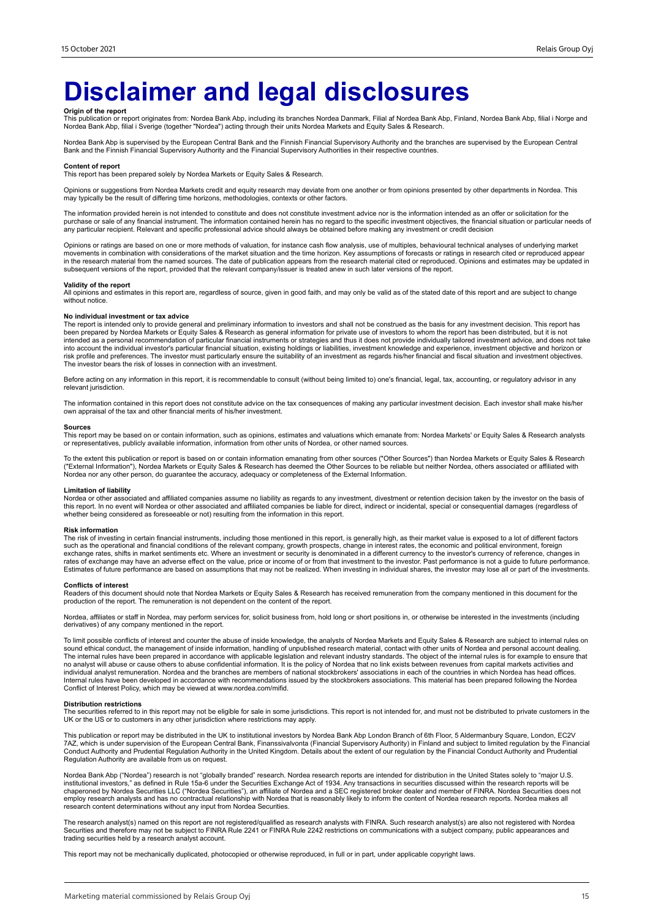# Disclaimer and legal disclosures

**Origin of the report**
This publication or report originates from: Nordea Bank Abp, including its branches Nordea Danmark, Filial af Nordea Bank Abp, Finland, Nordea Bank Abp, filial i Norge and Nordea Bank Abp, filial i Sverige (together "Nordea") acting through their units Nordea Markets and Equity Sales & Research.

Nordea Bank Abp is supervised by the European Central Bank and the Finnish Financial Supervisory Authority and the branches are supervised by the European Central Bank and the Finnish Financial Supervisory Authority and the Financial Supervisory Authorities in their respective countries.

**Content of report**
This report has been prepared solely by Nordea Markets or Equity Sales & Research.

Opinions or suggestions from Nordea Markets credit and equity research may deviate from one another or from opinions presented by other departments in Nordea. This may typically be the result of differing time horizons, methodologies, contexts or other factors.

The information provided herein is not intended to constitute and does not constitute investment advice nor is the information intended as an offer or solicitation for the purchase or sale of any financial instrument. The information contained herein has no regard to the specific investment objectives, the financial situation or particular needs of any particular recipient. Relevant and specific professional advice should always be obtained before making any investment or credit decision

Opinions or ratings are based on one or more methods of valuation, for instance cash flow analysis, use of multiples, behavioural technical analyses of underlying market movements in combination with considerations of the market situation and the time horizon. Key assumptions of forecasts or ratings in research cited or reproduced appear in the research material from the named sources. The date of publication appears from the research material cited or reproduced. Opinions and estimates may be updated in subsequent versions of the report, provided that the relevant company/issuer is treated anew in such later versions of the report.

**Validity of the report**
All opinions and estimates in this report are, regardless of source, given in good faith, and may only be valid as of the stated date of this report and are subject to change without notice.

**No individual investment or tax advice**
The report is intended only to provide general and preliminary information to investors and shall not be construed as the basis for any investment decision. This report has been prepared by Nordea Markets or Equity Sales & Research as general information for private use of investors to whom the report has been distributed, but it is not intended as a personal recommendation of particular financial instruments or strategies and thus it does not provide individually tailored investment advice, and does not take into account the individual investor's particular financial situation, existing holdings or liabilities, investment knowledge and experience, investment objective and horizon or risk profile and preferences. The investor must particularly ensure the suitability of an investment as regards his/her financial and fiscal situation and investment objectives. The investor bears the risk of losses in connection with an investment.

Before acting on any information in this report, it is recommendable to consult (without being limited to) one's financial, legal, tax, accounting, or regulatory advisor in any relevant jurisdiction.

The information contained in this report does not constitute advice on the tax consequences of making any particular investment decision. Each investor shall make his/her own appraisal of the tax and other financial merits of his/her investment.

**Sources**
This report may be based on or contain information, such as opinions, estimates and valuations which emanate from: Nordea Markets' or Equity Sales & Research analysts or representatives, publicly available information, information from other units of Nordea, or other named sources.

To the extent this publication or report is based on or contain information emanating from other sources ("Other Sources") than Nordea Markets or Equity Sales & Research ("External Information"), Nordea Markets or Equity Sales & Research has deemed the Other Sources to be reliable but neither Nordea, others associated or affiliated with Nordea nor any other person, do guarantee the accuracy, adequacy or completeness of the External Information.

**Limitation of liability**
Nordea or other associated and affiliated companies assume no liability as regards to any investment, divestment or retention decision taken by the investor on the basis of this report. In no event will Nordea or other associated and affiliated companies be liable for direct, indirect or incidental, special or consequential damages (regardless of whether being considered as foreseeable or not) resulting from the information in this report.

**Risk information**
The risk of investing in certain financial instruments, including those mentioned in this report, is generally high, as their market value is exposed to a lot of different factors such as the operational and financial conditions of the relevant company, growth prospects, change in interest rates, the economic and political environment, foreign exchange rates, shifts in market sentiments etc. Where an investment or security is denominated in a different currency to the investor's currency of reference, changes in rates of exchange may have an adverse effect on the value, price or income of or from that investment to the investor. Past performance is not a guide to future performance. Estimates of future performance are based on assumptions that may not be realized. When investing in individual shares, the investor may lose all or part of the investments.

**Conflicts of interest**
Readers of this document should note that Nordea Markets or Equity Sales & Research has received remuneration from the company mentioned in this document for the production of the report. The remuneration is not dependent on the content of the report.

Nordea, affiliates or staff in Nordea, may perform services for, solicit business from, hold long or short positions in, or otherwise be interested in the investments (including derivatives) of any company mentioned in the report.

To limit possible conflicts of interest and counter the abuse of inside knowledge, the analysts of Nordea Markets and Equity Sales & Research are subject to internal rules on sound ethical conduct, the management of inside information, handling of unpublished research material, contact with other units of Nordea and personal account dealing. The internal rules have been prepared in accordance with applicable legislation and relevant industry standards. The object of the internal rules is for example to ensure that no analyst will abuse or cause others to abuse confidential information. It is the policy of Nordea that no link exists between revenues from capital markets activities and individual analyst remuneration. Nordea and the branches are members of national stockbrokers' associations in each of the countries in which Nordea has head offices. Internal rules have been developed in accordance with recommendations issued by the stockbrokers associations. This material has been prepared following the Nordea Conflict of Interest Policy, which may be viewed at www.nordea.com/mifid.

**Distribution restrictions**
The securities referred to in this report may not be eligible for sale in some jurisdictions. This report is not intended for, and must not be distributed to private customers in the UK or the US or to customers in any other jurisdiction where restrictions may apply.

This publication or report may be distributed in the UK to institutional investors by Nordea Bank Abp London Branch of 6th Floor, 5 Aldermanbury Square, London, EC2V 7AZ, which is under supervision of the European Central Bank, Finanssivalvonta (Financial Supervisory Authority) in Finland and subject to limited regulation by the Financial Conduct Authority and Prudential Regulation Authority in the United Kingdom. Details about the extent of our regulation by the Financial Conduct Authority and Prudential Regulation Authority are available from us on request.

Nordea Bank Abp ("Nordea") research is not "globally branded" research. Nordea research reports are intended for distribution in the United States solely to "major U.S. institutional investors," as defined in Rule 15a-6 under the Securities Exchange Act of 1934. Any transactions in securities discussed within the research reports will be chaperoned by Nordea Securities LLC ("Nordea Securities"), an affiliate of Nordea and a SEC registered broker dealer and member of FINRA. Nordea Securities does not employ research analysts and has no contractual relationship with Nordea that is reasonably likely to inform the content of Nordea research reports. Nordea makes all research content determinations without any input from Nordea Securities.

The research analyst(s) named on this report are not registered/qualified as research analysts with FINRA. Such research analyst(s) are also not registered with Nordea Securities and therefore may not be subject to FINRA Rule 2241 or FINRA Rule 2242 restrictions on communications with a subject company, public appearances and trading securities held by a research analyst account.

This report may not be mechanically duplicated, photocopied or otherwise reproduced, in full or in part, under applicable copyright laws.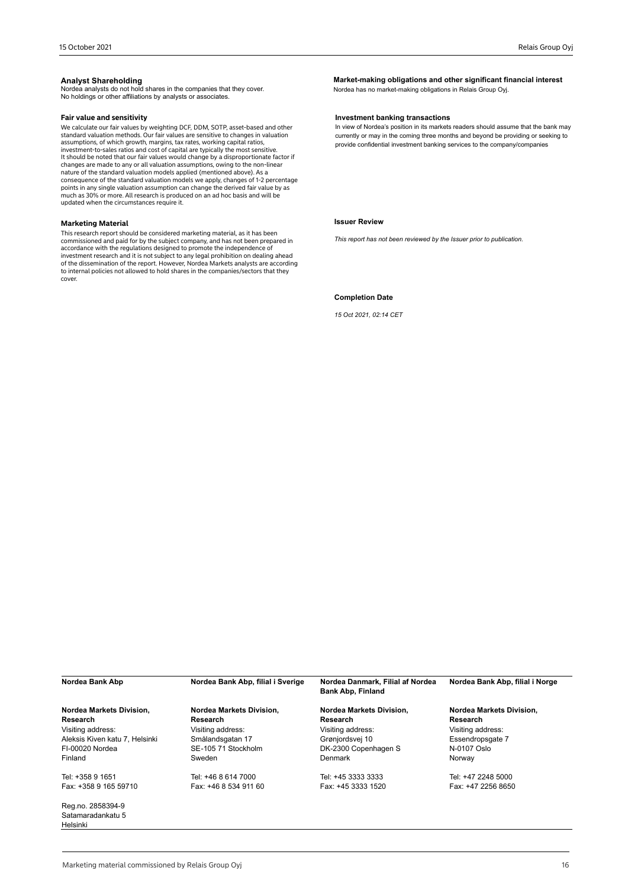### Analyst Shareholding

Nordea analysts do not hold shares in the companies that they cover.
No holdings or other affiliations by analysts or associates.

### Fair value and sensitivity

We calculate our fair values by weighting DCF, DDM, SOTP, asset-based and other standard valuation methods. Our fair values are sensitive to changes in valuation assumptions, of which growth, margins, tax rates, working capital ratios, investment-to-sales ratios and cost of capital are typically the most sensitive. It should be noted that our fair values would change by a disproportionate factor if changes are made to any or all valuation assumptions, owing to the non-linear nature of the standard valuation models applied (mentioned above). As a consequence of the standard valuation models we apply, changes of 1-2 percentage points in any single valuation assumption can change the derived fair value by as much as 30% or more. All research is produced on an ad hoc basis and will be updated when the circumstances require it.

### Marketing Material

This research report should be considered marketing material, as it has been commissioned and paid for by the subject company, and has not been prepared in accordance with the regulations designed to promote the independence of investment research and it is not subject to any legal prohibition on dealing ahead of the dissemination of the report. However, Nordea Markets analysts are according to internal policies not allowed to hold shares in the companies/sectors that they cover.

### Market-making obligations and other significant financial interest

Nordea has no market-making obligations in Relais Group Oyj.

### Investment banking transactions

In view of Nordea's position in its markets readers should assume that the bank may currently or may in the coming three months and beyond be providing or seeking to provide confidential investment banking services to the company/companies

### Issuer Review

*This report has not been reviewed by the Issuer prior to publication.*

### Completion Date

*15 Oct 2021, 02:14 CET*

**Nordea Bank Abp**

**Nordea Markets Division, Research**
Visiting address:
Aleksis Kiven katu 7, Helsinki
FI-00020 Nordea
Finland

Tel: +358 9 1651
Fax: +358 9 165 59710

Reg.no. 2858394-9
Satamaradankatu 5
Helsinki

**Nordea Bank Abp, filial i Sverige**

**Nordea Markets Division, Research**
Visiting address:
Smålandsgatan 17
SE-105 71 Stockholm
Sweden

Tel: +46 8 614 7000
Fax: +46 8 534 911 60

**Nordea Danmark, Filial af Nordea Bank Abp, Finland**

**Nordea Markets Division, Research**
Visiting address:
Grønjordsvej 10
DK-2300 Copenhagen S
Denmark

Tel: +45 3333 3333
Fax: +45 3333 1520

**Nordea Bank Abp, filial i Norge**

**Nordea Markets Division, Research**
Visiting address:
Essendropsgate 7
N-0107 Oslo
Norway

Tel: +47 2248 5000
Fax: +47 2256 8650